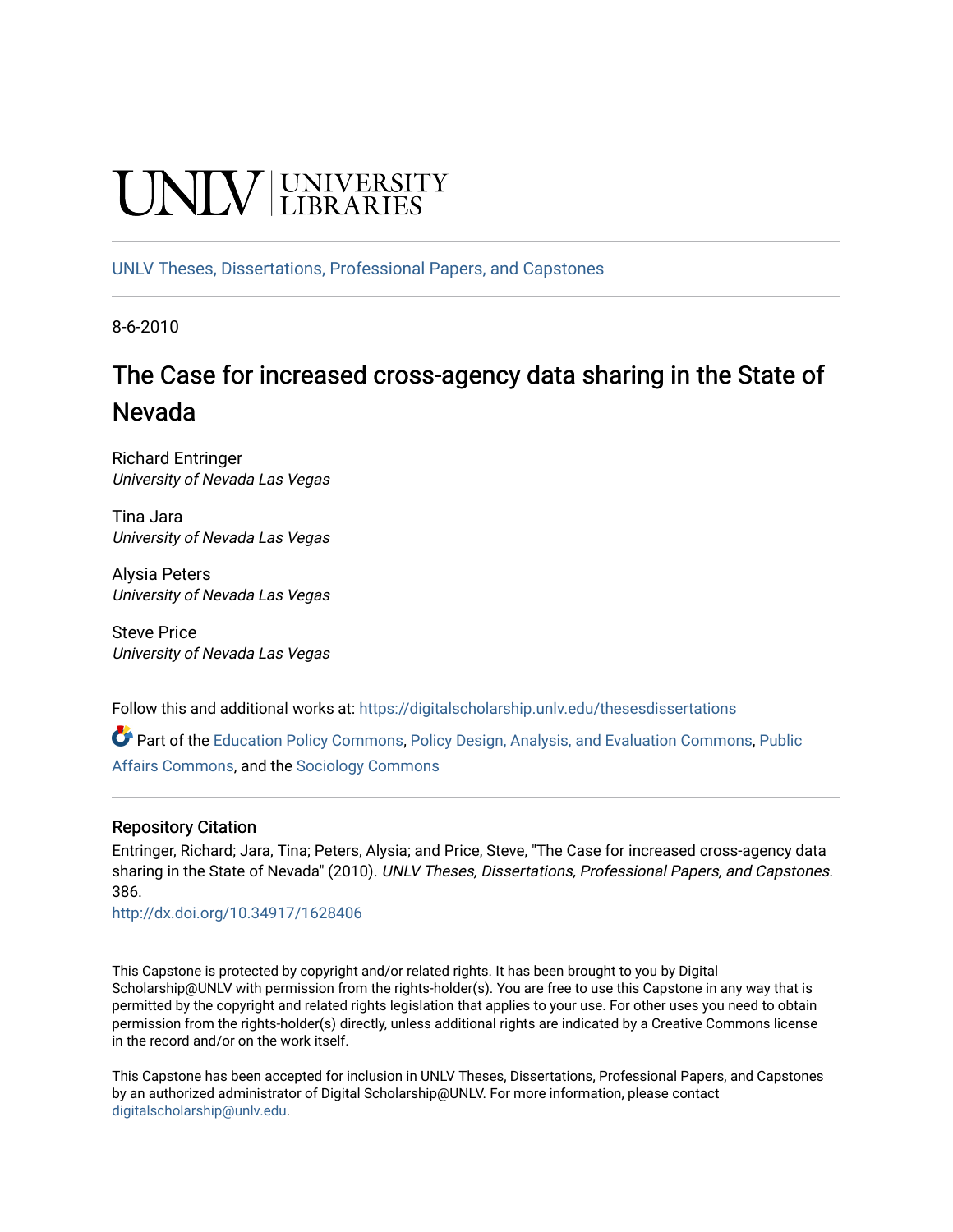UNLV | UNIVERSITY LIBRARIES

UNLV Theses, Dissertations, Professional Papers, and Capstones

8-6-2010

# The Case for increased cross-agency data sharing in the State of Nevada

Richard Entringer
*University of Nevada Las Vegas*

Tina Jara
*University of Nevada Las Vegas*

Alysia Peters
*University of Nevada Las Vegas*

Steve Price
*University of Nevada Las Vegas*

Follow this and additional works at: https://digitalscholarship.unlv.edu/thesesdissertations

Part of the Education Policy Commons, Policy Design, Analysis, and Evaluation Commons, Public Affairs Commons, and the Sociology Commons

## Repository Citation

Entringer, Richard; Jara, Tina; Peters, Alysia; and Price, Steve, "The Case for increased cross-agency data sharing in the State of Nevada" (2010). *UNLV Theses, Dissertations, Professional Papers, and Capstones*. 386.
http://dx.doi.org/10.34917/1628406

This Capstone is protected by copyright and/or related rights. It has been brought to you by Digital Scholarship@UNLV with permission from the rights-holder(s). You are free to use this Capstone in any way that is permitted by the copyright and related rights legislation that applies to your use. For other uses you need to obtain permission from the rights-holder(s) directly, unless additional rights are indicated by a Creative Commons license in the record and/or on the work itself.

This Capstone has been accepted for inclusion in UNLV Theses, Dissertations, Professional Papers, and Capstones by an authorized administrator of Digital Scholarship@UNLV. For more information, please contact digitalscholarship@unlv.edu.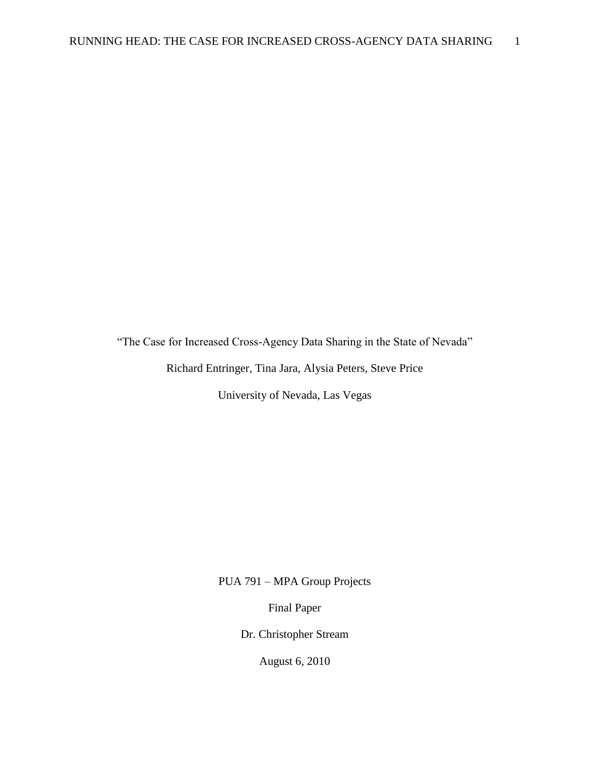“The Case for Increased Cross-Agency Data Sharing in the State of Nevada”

Richard Entringer, Tina Jara, Alysia Peters, Steve Price

University of Nevada, Las Vegas

PUA 791 – MPA Group Projects

Final Paper

Dr. Christopher Stream

August 6, 2010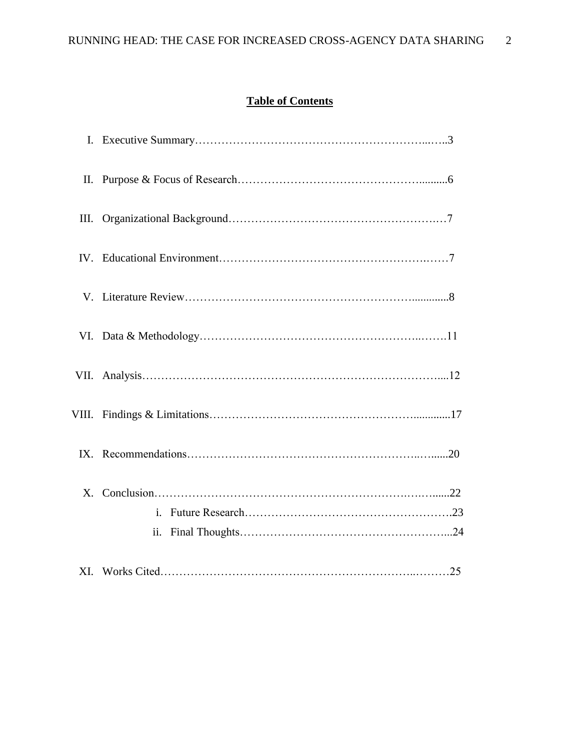## Table of Contents

I. Executive Summary……………………………………………………..…..3

II. Purpose & Focus of Research………………………………………….........6

III. Organizational Background…………………………………………….…7

IV. Educational Environment………………………………………….……7

V. Literature Review………………………………………………….............8

VI. Data & Methodology…………………………………………………..…….11

VII. Analysis……………………………………………………………………....12

VIII. Findings & Limitations……………………………………………............17

IX. Recommendations……………………………………………………..….....20

X. Conclusion…………………………………………………………….….…......22

   i. Future Research……………………………………………….23

   ii. Final Thoughts…………………………………………….…...24

XI. Works Cited……………………………………………………………..………25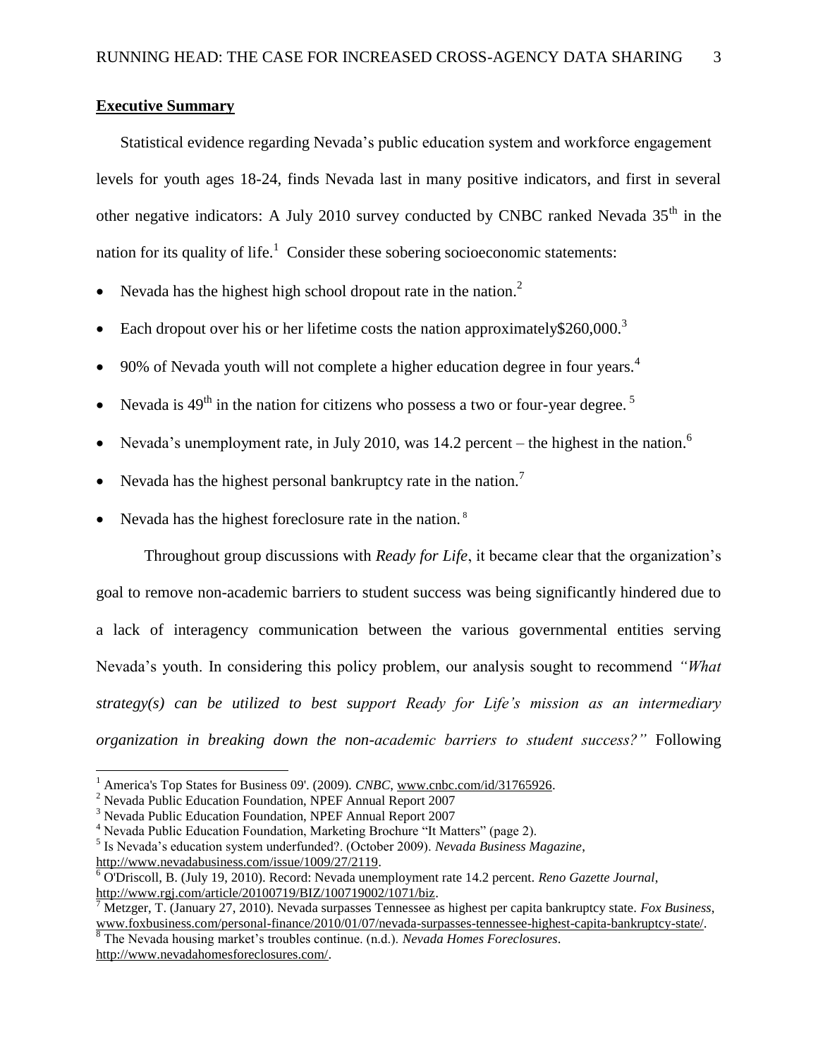**Executive Summary**

Statistical evidence regarding Nevada's public education system and workforce engagement levels for youth ages 18-24, finds Nevada last in many positive indicators, and first in several other negative indicators: A July 2010 survey conducted by CNBC ranked Nevada 35th in the nation for its quality of life.[1] Consider these sobering socioeconomic statements:

- Nevada has the highest high school dropout rate in the nation.[2]
- Each dropout over his or her lifetime costs the nation approximately$260,000.[3]
- 90% of Nevada youth will not complete a higher education degree in four years.[4]
- Nevada is 49th in the nation for citizens who possess a two or four-year degree.[5]
- Nevada's unemployment rate, in July 2010, was 14.2 percent – the highest in the nation.[6]
- Nevada has the highest personal bankruptcy rate in the nation.[7]
- Nevada has the highest foreclosure rate in the nation.[8]

Throughout group discussions with *Ready for Life*, it became clear that the organization's goal to remove non-academic barriers to student success was being significantly hindered due to a lack of interagency communication between the various governmental entities serving Nevada's youth. In considering this policy problem, our analysis sought to recommend *"What strategy(s) can be utilized to best support Ready for Life's mission as an intermediary organization in breaking down the non-academic barriers to student success?"* Following

---

[1] America's Top States for Business 09'. (2009). *CNBC*, www.cnbc.com/id/31765926.

[2] Nevada Public Education Foundation, NPEF Annual Report 2007

[3] Nevada Public Education Foundation, NPEF Annual Report 2007

[4] Nevada Public Education Foundation, Marketing Brochure "It Matters" (page 2).

[5] Is Nevada's education system underfunded?. (October 2009). *Nevada Business Magazine*, http://www.nevadabusiness.com/issue/1009/27/2119.

[6] O'Driscoll, B. (July 19, 2010). Record: Nevada unemployment rate 14.2 percent. *Reno Gazette Journal*, http://www.rgj.com/article/20100719/BIZ/100719002/1071/biz.

[7] Metzger, T. (January 27, 2010). Nevada surpasses Tennessee as highest per capita bankruptcy state. *Fox Business*, www.foxbusiness.com/personal-finance/2010/01/07/nevada-surpasses-tennessee-highest-capita-bankruptcy-state/.

[8] The Nevada housing market's troubles continue. (n.d.). *Nevada Homes Foreclosures*. http://www.nevadahomesforeclosures.com/.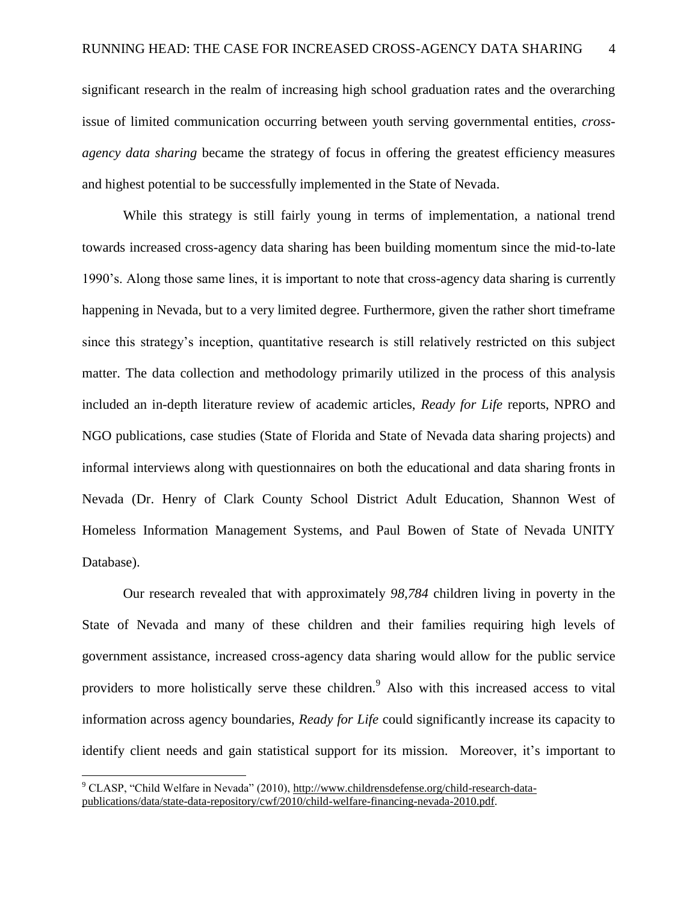significant research in the realm of increasing high school graduation rates and the overarching issue of limited communication occurring between youth serving governmental entities, *cross-agency data sharing* became the strategy of focus in offering the greatest efficiency measures and highest potential to be successfully implemented in the State of Nevada.

While this strategy is still fairly young in terms of implementation, a national trend towards increased cross-agency data sharing has been building momentum since the mid-to-late 1990's. Along those same lines, it is important to note that cross-agency data sharing is currently happening in Nevada, but to a very limited degree. Furthermore, given the rather short timeframe since this strategy's inception, quantitative research is still relatively restricted on this subject matter. The data collection and methodology primarily utilized in the process of this analysis included an in-depth literature review of academic articles, *Ready for Life* reports, NPRO and NGO publications, case studies (State of Florida and State of Nevada data sharing projects) and informal interviews along with questionnaires on both the educational and data sharing fronts in Nevada (Dr. Henry of Clark County School District Adult Education, Shannon West of Homeless Information Management Systems, and Paul Bowen of State of Nevada UNITY Database).

Our research revealed that with approximately *98,784* children living in poverty in the State of Nevada and many of these children and their families requiring high levels of government assistance, increased cross-agency data sharing would allow for the public service providers to more holistically serve these children.[9] Also with this increased access to vital information across agency boundaries, *Ready for Life* could significantly increase its capacity to identify client needs and gain statistical support for its mission. Moreover, it's important to

[9] CLASP, "Child Welfare in Nevada" (2010), http://www.childrensdefense.org/child-research-data-publications/data/state-data-repository/cwf/2010/child-welfare-financing-nevada-2010.pdf.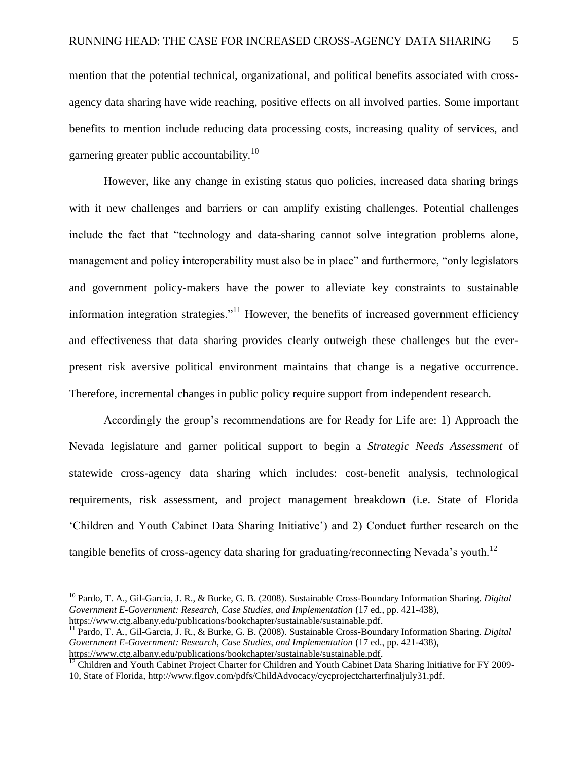mention that the potential technical, organizational, and political benefits associated with cross-agency data sharing have wide reaching, positive effects on all involved parties. Some important benefits to mention include reducing data processing costs, increasing quality of services, and garnering greater public accountability.[10]

However, like any change in existing status quo policies, increased data sharing brings with it new challenges and barriers or can amplify existing challenges. Potential challenges include the fact that "technology and data-sharing cannot solve integration problems alone, management and policy interoperability must also be in place" and furthermore, "only legislators and government policy-makers have the power to alleviate key constraints to sustainable information integration strategies."[11] However, the benefits of increased government efficiency and effectiveness that data sharing provides clearly outweigh these challenges but the ever-present risk aversive political environment maintains that change is a negative occurrence. Therefore, incremental changes in public policy require support from independent research.

Accordingly the group's recommendations are for Ready for Life are: 1) Approach the Nevada legislature and garner political support to begin a *Strategic Needs Assessment* of statewide cross-agency data sharing which includes: cost-benefit analysis, technological requirements, risk assessment, and project management breakdown (i.e. State of Florida 'Children and Youth Cabinet Data Sharing Initiative') and 2) Conduct further research on the tangible benefits of cross-agency data sharing for graduating/reconnecting Nevada's youth.[12]

---

[10] Pardo, T. A., Gil-Garcia, J. R., & Burke, G. B. (2008). Sustainable Cross-Boundary Information Sharing. *Digital Government E-Government: Research, Case Studies, and Implementation* (17 ed., pp. 421-438), https://www.ctg.albany.edu/publications/bookchapter/sustainable/sustainable.pdf.

[11] Pardo, T. A., Gil-Garcia, J. R., & Burke, G. B. (2008). Sustainable Cross-Boundary Information Sharing. *Digital Government E-Government: Research, Case Studies, and Implementation* (17 ed., pp. 421-438), https://www.ctg.albany.edu/publications/bookchapter/sustainable/sustainable.pdf.

[12] Children and Youth Cabinet Project Charter for Children and Youth Cabinet Data Sharing Initiative for FY 2009-10, State of Florida, http://www.flgov.com/pdfs/ChildAdvocacy/cycprojectcharterfinaljuly31.pdf.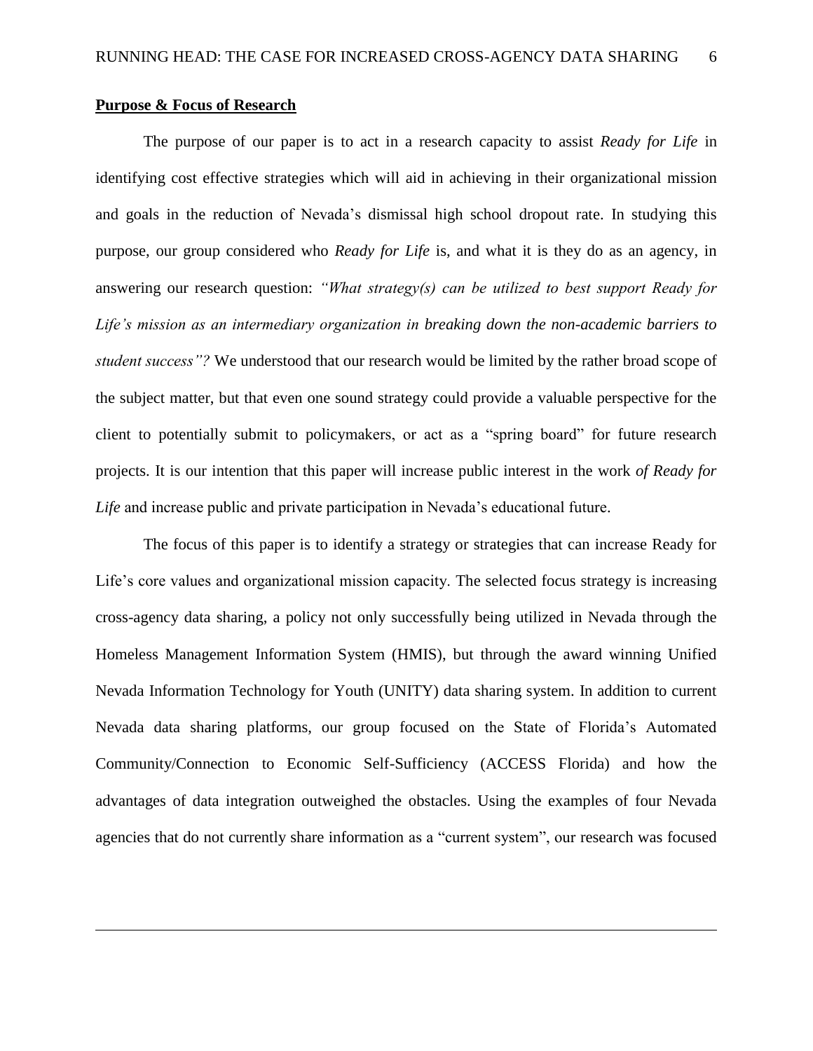**Purpose & Focus of Research**

The purpose of our paper is to act in a research capacity to assist *Ready for Life* in identifying cost effective strategies which will aid in achieving in their organizational mission and goals in the reduction of Nevada's dismissal high school dropout rate. In studying this purpose, our group considered who *Ready for Life* is, and what it is they do as an agency, in answering our research question: *"What strategy(s) can be utilized to best support Ready for Life's mission as an intermediary organization in breaking down the non-academic barriers to student success"?* We understood that our research would be limited by the rather broad scope of the subject matter, but that even one sound strategy could provide a valuable perspective for the client to potentially submit to policymakers, or act as a "spring board" for future research projects. It is our intention that this paper will increase public interest in the work *of Ready for Life* and increase public and private participation in Nevada's educational future.

The focus of this paper is to identify a strategy or strategies that can increase Ready for Life's core values and organizational mission capacity. The selected focus strategy is increasing cross-agency data sharing, a policy not only successfully being utilized in Nevada through the Homeless Management Information System (HMIS), but through the award winning Unified Nevada Information Technology for Youth (UNITY) data sharing system. In addition to current Nevada data sharing platforms, our group focused on the State of Florida's Automated Community/Connection to Economic Self-Sufficiency (ACCESS Florida) and how the advantages of data integration outweighed the obstacles. Using the examples of four Nevada agencies that do not currently share information as a "current system", our research was focused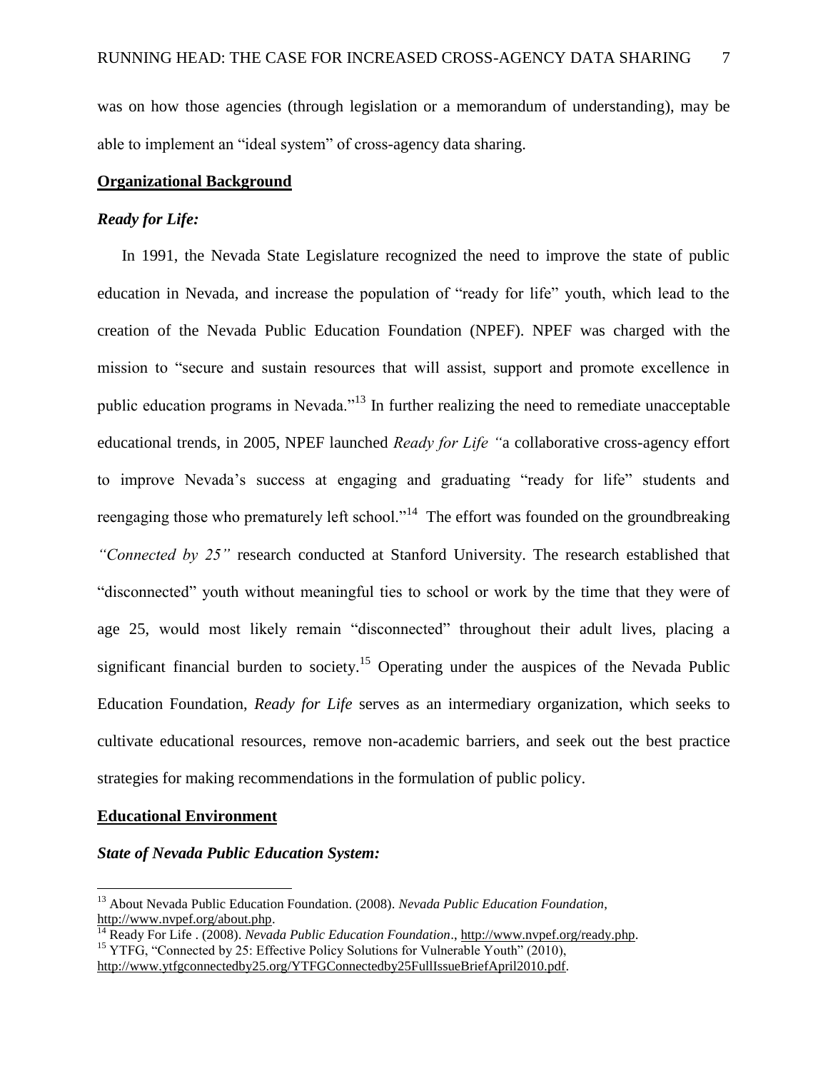was on how those agencies (through legislation or a memorandum of understanding), may be able to implement an "ideal system" of cross-agency data sharing.

## Organizational Background

### *Ready for Life:*

In 1991, the Nevada State Legislature recognized the need to improve the state of public education in Nevada, and increase the population of "ready for life" youth, which lead to the creation of the Nevada Public Education Foundation (NPEF). NPEF was charged with the mission to "secure and sustain resources that will assist, support and promote excellence in public education programs in Nevada."[13] In further realizing the need to remediate unacceptable educational trends, in 2005, NPEF launched *Ready for Life "*a collaborative cross-agency effort to improve Nevada's success at engaging and graduating "ready for life" students and reengaging those who prematurely left school."[14] The effort was founded on the groundbreaking *"Connected by 25"* research conducted at Stanford University. The research established that "disconnected" youth without meaningful ties to school or work by the time that they were of age 25, would most likely remain "disconnected" throughout their adult lives, placing a significant financial burden to society.[15] Operating under the auspices of the Nevada Public Education Foundation, *Ready for Life* serves as an intermediary organization, which seeks to cultivate educational resources, remove non-academic barriers, and seek out the best practice strategies for making recommendations in the formulation of public policy.

## Educational Environment

### *State of Nevada Public Education System:*

---

[13] About Nevada Public Education Foundation. (2008). *Nevada Public Education Foundation*, http://www.nvpef.org/about.php.

[14] Ready For Life . (2008). *Nevada Public Education Foundation*., http://www.nvpef.org/ready.php.

[15] YTFG, "Connected by 25: Effective Policy Solutions for Vulnerable Youth" (2010), http://www.ytfgconnectedby25.org/YTFGConnectedby25FullIssueBriefApril2010.pdf.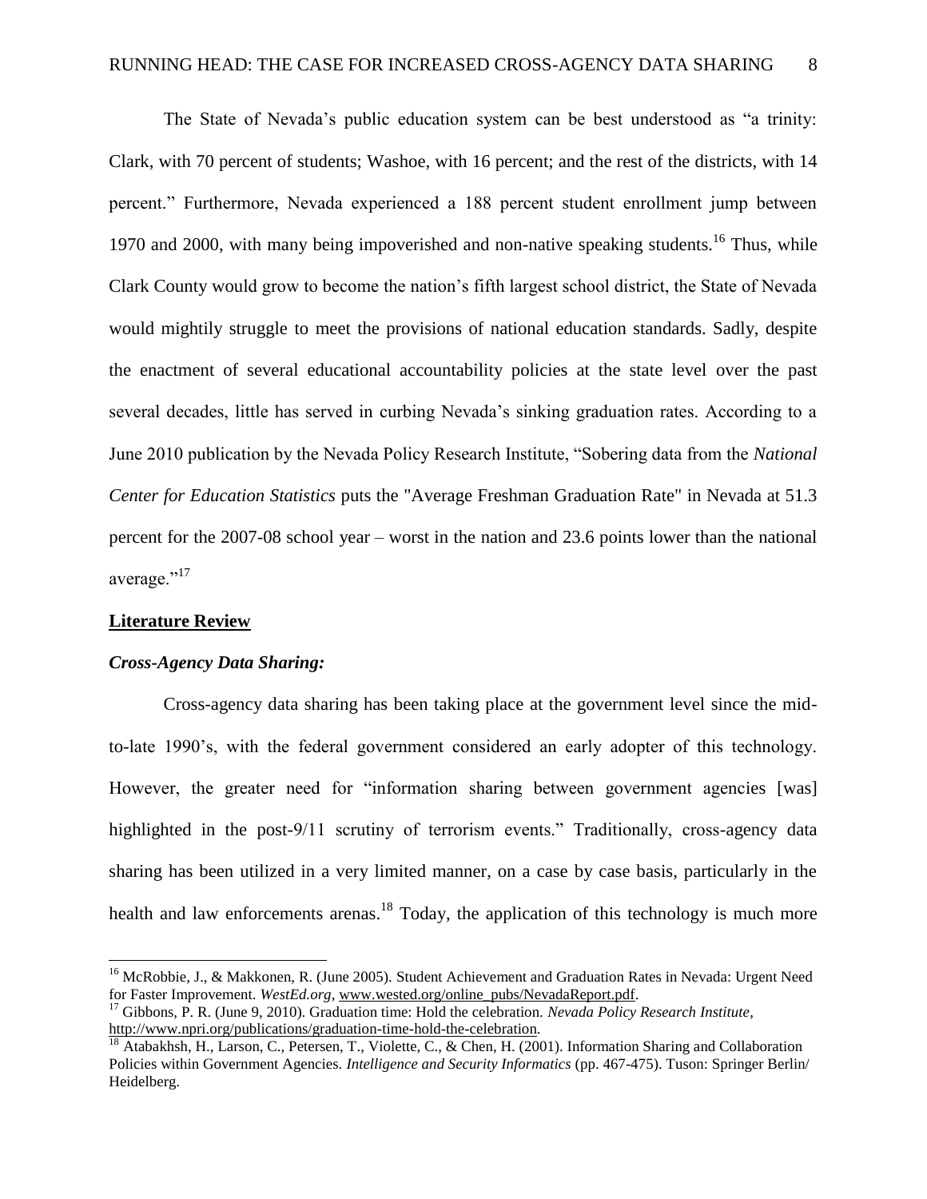The State of Nevada's public education system can be best understood as "a trinity: Clark, with 70 percent of students; Washoe, with 16 percent; and the rest of the districts, with 14 percent." Furthermore, Nevada experienced a 188 percent student enrollment jump between 1970 and 2000, with many being impoverished and non-native speaking students.[16] Thus, while Clark County would grow to become the nation's fifth largest school district, the State of Nevada would mightily struggle to meet the provisions of national education standards. Sadly, despite the enactment of several educational accountability policies at the state level over the past several decades, little has served in curbing Nevada's sinking graduation rates. According to a June 2010 publication by the Nevada Policy Research Institute, "Sobering data from the *National Center for Education Statistics* puts the "Average Freshman Graduation Rate" in Nevada at 51.3 percent for the 2007-08 school year – worst in the nation and 23.6 points lower than the national average."[17]

## **Literature Review**

### ***Cross-Agency Data Sharing:***

Cross-agency data sharing has been taking place at the government level since the mid-to-late 1990's, with the federal government considered an early adopter of this technology. However, the greater need for "information sharing between government agencies [was] highlighted in the post-9/11 scrutiny of terrorism events." Traditionally, cross-agency data sharing has been utilized in a very limited manner, on a case by case basis, particularly in the health and law enforcements arenas.[18] Today, the application of this technology is much more

---

[16] McRobbie, J., & Makkonen, R. (June 2005). Student Achievement and Graduation Rates in Nevada: Urgent Need for Faster Improvement. *WestEd.org*, www.wested.org/online_pubs/NevadaReport.pdf.

[17] Gibbons, P. R. (June 9, 2010). Graduation time: Hold the celebration. *Nevada Policy Research Institute*, http://www.npri.org/publications/graduation-time-hold-the-celebration.

[18] Atabakhsh, H., Larson, C., Petersen, T., Violette, C., & Chen, H. (2001). Information Sharing and Collaboration Policies within Government Agencies. *Intelligence and Security Informatics* (pp. 467-475). Tuson: Springer Berlin/ Heidelberg.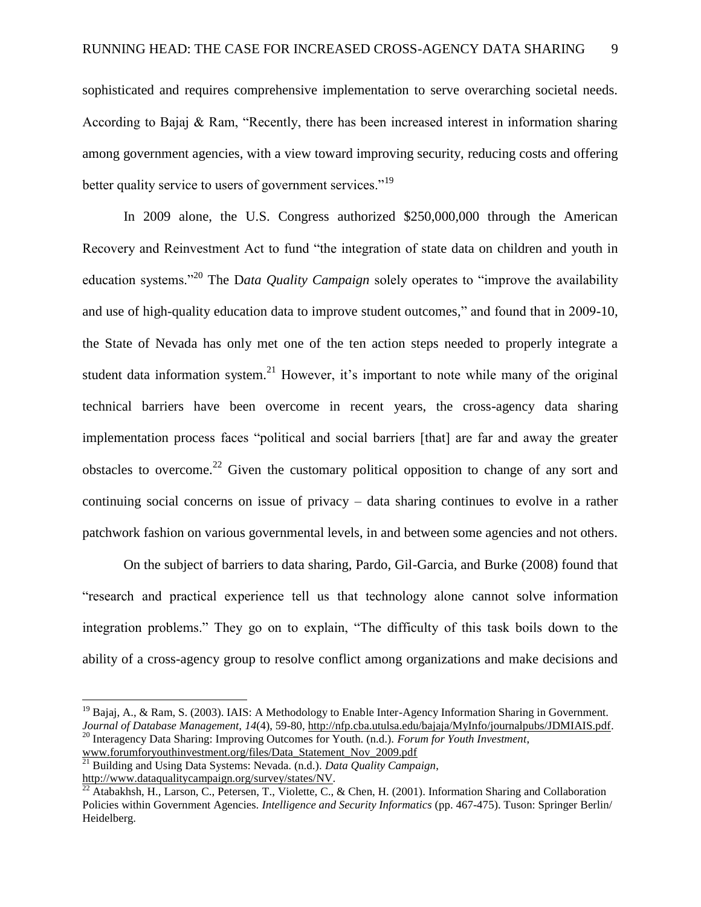sophisticated and requires comprehensive implementation to serve overarching societal needs. According to Bajaj & Ram, "Recently, there has been increased interest in information sharing among government agencies, with a view toward improving security, reducing costs and offering better quality service to users of government services."[19]

In 2009 alone, the U.S. Congress authorized $250,000,000 through the American Recovery and Reinvestment Act to fund "the integration of state data on children and youth in education systems."[20] The D*ata Quality Campaign* solely operates to "improve the availability and use of high-quality education data to improve student outcomes," and found that in 2009-10, the State of Nevada has only met one of the ten action steps needed to properly integrate a student data information system.[21] However, it's important to note while many of the original technical barriers have been overcome in recent years, the cross-agency data sharing implementation process faces "political and social barriers [that] are far and away the greater obstacles to overcome.[22] Given the customary political opposition to change of any sort and continuing social concerns on issue of privacy – data sharing continues to evolve in a rather patchwork fashion on various governmental levels, in and between some agencies and not others.

On the subject of barriers to data sharing, Pardo, Gil-Garcia, and Burke (2008) found that "research and practical experience tell us that technology alone cannot solve information integration problems." They go on to explain, "The difficulty of this task boils down to the ability of a cross-agency group to resolve conflict among organizations and make decisions and

---

[19] Bajaj, A., & Ram, S. (2003). IAIS: A Methodology to Enable Inter-Agency Information Sharing in Government. *Journal of Database Management, 14*(4), 59-80, http://nfp.cba.utulsa.edu/bajaja/MyInfo/journalpubs/JDMIAIS.pdf.

[20] Interagency Data Sharing: Improving Outcomes for Youth. (n.d.). *Forum for Youth Investment*, www.forumforyouthinvestment.org/files/Data_Statement_Nov_2009.pdf

[21] Building and Using Data Systems: Nevada. (n.d.). *Data Quality Campaign*, http://www.dataqualitycampaign.org/survey/states/NV.

[22] Atabakhsh, H., Larson, C., Petersen, T., Violette, C., & Chen, H. (2001). Information Sharing and Collaboration Policies within Government Agencies. *Intelligence and Security Informatics* (pp. 467-475). Tuson: Springer Berlin/ Heidelberg.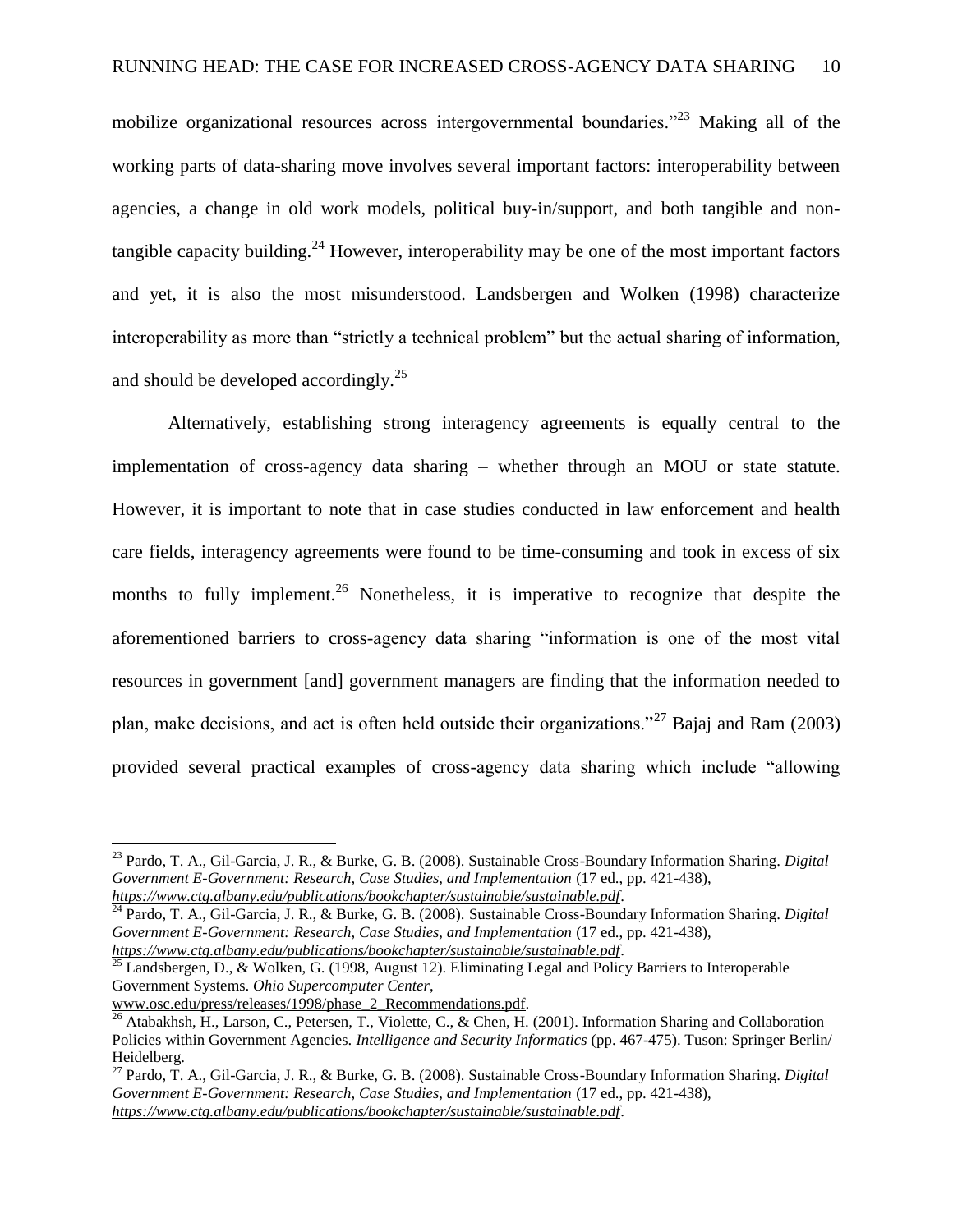mobilize organizational resources across intergovernmental boundaries."[23] Making all of the working parts of data-sharing move involves several important factors: interoperability between agencies, a change in old work models, political buy-in/support, and both tangible and non-tangible capacity building.[24] However, interoperability may be one of the most important factors and yet, it is also the most misunderstood. Landsbergen and Wolken (1998) characterize interoperability as more than "strictly a technical problem" but the actual sharing of information, and should be developed accordingly.[25]

Alternatively, establishing strong interagency agreements is equally central to the implementation of cross-agency data sharing – whether through an MOU or state statute. However, it is important to note that in case studies conducted in law enforcement and health care fields, interagency agreements were found to be time-consuming and took in excess of six months to fully implement.[26] Nonetheless, it is imperative to recognize that despite the aforementioned barriers to cross-agency data sharing "information is one of the most vital resources in government [and] government managers are finding that the information needed to plan, make decisions, and act is often held outside their organizations."[27] Bajaj and Ram (2003) provided several practical examples of cross-agency data sharing which include "allowing

---

[23] Pardo, T. A., Gil-Garcia, J. R., & Burke, G. B. (2008). Sustainable Cross-Boundary Information Sharing. *Digital Government E-Government: Research, Case Studies, and Implementation* (17 ed., pp. 421-438), *https://www.ctg.albany.edu/publications/bookchapter/sustainable/sustainable.pdf*.

[24] Pardo, T. A., Gil-Garcia, J. R., & Burke, G. B. (2008). Sustainable Cross-Boundary Information Sharing. *Digital Government E-Government: Research, Case Studies, and Implementation* (17 ed., pp. 421-438), *https://www.ctg.albany.edu/publications/bookchapter/sustainable/sustainable.pdf*.

[25] Landsbergen, D., & Wolken, G. (1998, August 12). Eliminating Legal and Policy Barriers to Interoperable Government Systems. *Ohio Supercomputer Center*, www.osc.edu/press/releases/1998/phase_2_Recommendations.pdf.

[26] Atabakhsh, H., Larson, C., Petersen, T., Violette, C., & Chen, H. (2001). Information Sharing and Collaboration Policies within Government Agencies. *Intelligence and Security Informatics* (pp. 467-475). Tuson: Springer Berlin/ Heidelberg.

[27] Pardo, T. A., Gil-Garcia, J. R., & Burke, G. B. (2008). Sustainable Cross-Boundary Information Sharing. *Digital Government E-Government: Research, Case Studies, and Implementation* (17 ed., pp. 421-438), *https://www.ctg.albany.edu/publications/bookchapter/sustainable/sustainable.pdf*.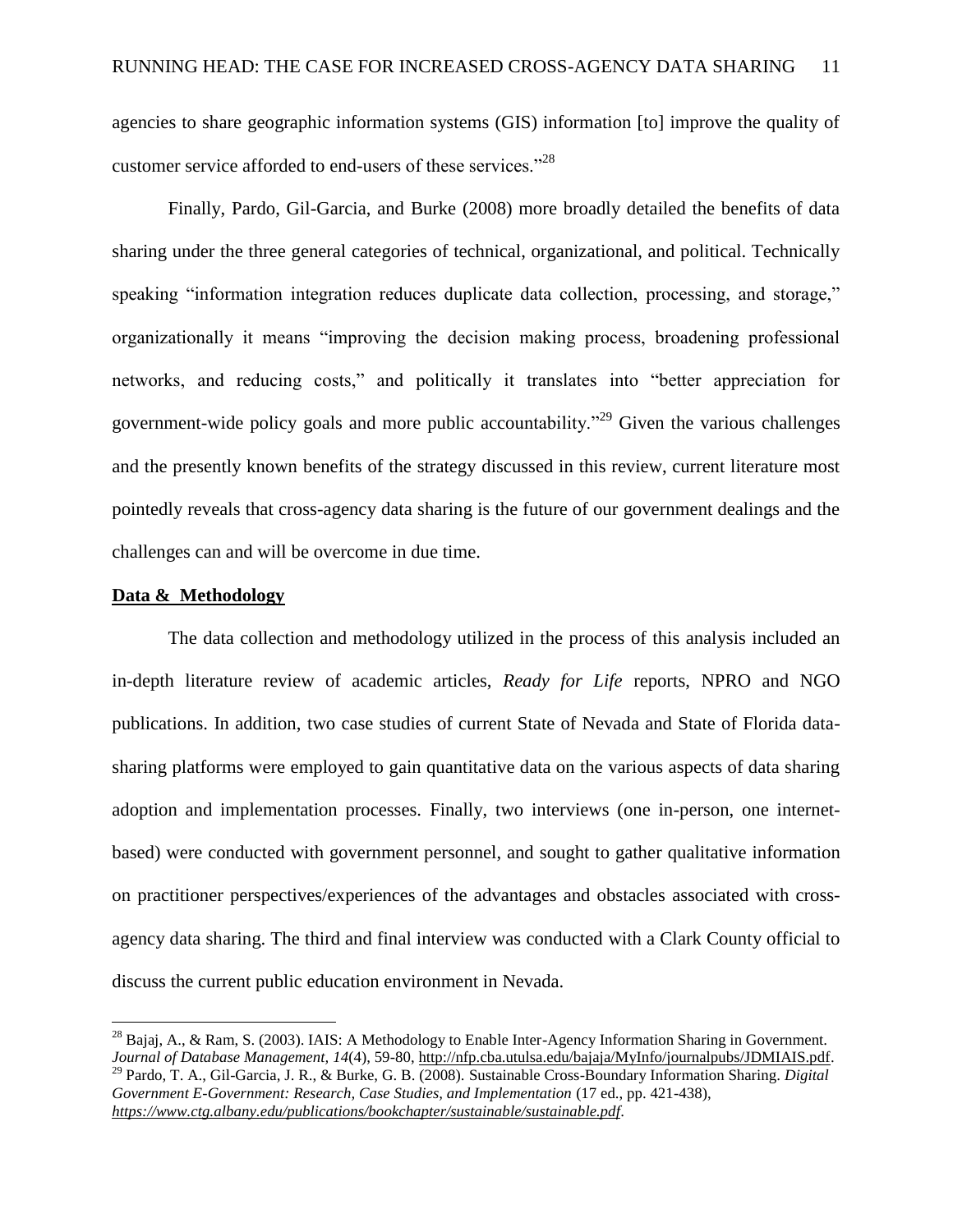agencies to share geographic information systems (GIS) information [to] improve the quality of customer service afforded to end-users of these services."[28]

Finally, Pardo, Gil-Garcia, and Burke (2008) more broadly detailed the benefits of data sharing under the three general categories of technical, organizational, and political. Technically speaking "information integration reduces duplicate data collection, processing, and storage," organizationally it means "improving the decision making process, broadening professional networks, and reducing costs," and politically it translates into "better appreciation for government-wide policy goals and more public accountability."[29] Given the various challenges and the presently known benefits of the strategy discussed in this review, current literature most pointedly reveals that cross-agency data sharing is the future of our government dealings and the challenges can and will be overcome in due time.

**Data & Methodology**

The data collection and methodology utilized in the process of this analysis included an in-depth literature review of academic articles, *Ready for Life* reports, NPRO and NGO publications. In addition, two case studies of current State of Nevada and State of Florida data-sharing platforms were employed to gain quantitative data on the various aspects of data sharing adoption and implementation processes. Finally, two interviews (one in-person, one internet-based) were conducted with government personnel, and sought to gather qualitative information on practitioner perspectives/experiences of the advantages and obstacles associated with cross-agency data sharing. The third and final interview was conducted with a Clark County official to discuss the current public education environment in Nevada.

---

[28] Bajaj, A., & Ram, S. (2003). IAIS: A Methodology to Enable Inter-Agency Information Sharing in Government. *Journal of Database Management, 14*(4), 59-80, http://nfp.cba.utulsa.edu/bajaja/MyInfo/journalpubs/JDMIAIS.pdf.

[29] Pardo, T. A., Gil-Garcia, J. R., & Burke, G. B. (2008). Sustainable Cross-Boundary Information Sharing. *Digital Government E-Government: Research, Case Studies, and Implementation* (17 ed., pp. 421-438), *https://www.ctg.albany.edu/publications/bookchapter/sustainable/sustainable.pdf*.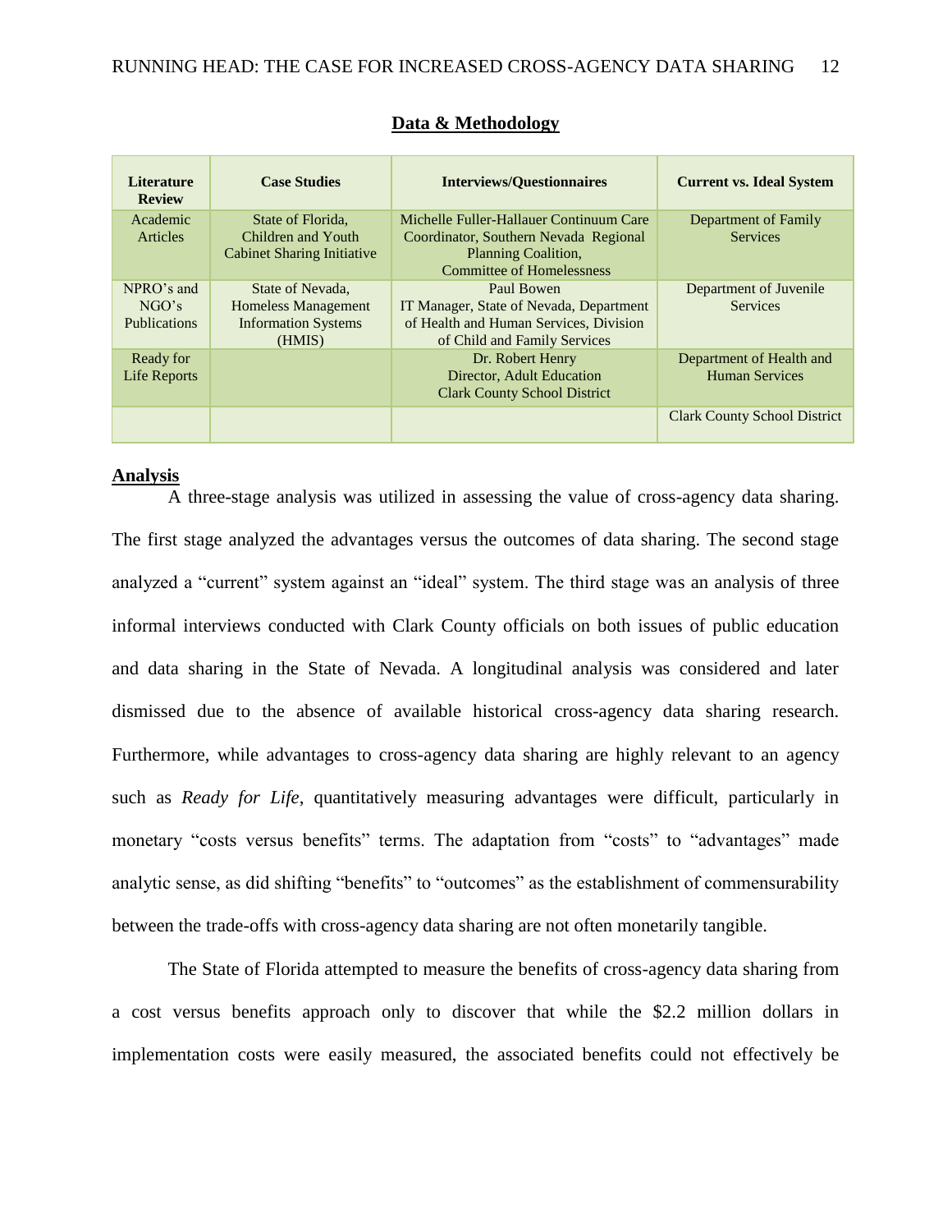## Data & Methodology

| Literature Review | Case Studies | Interviews/Questionnaires | Current vs. Ideal System |
|---|---|---|---|
| Academic Articles | State of Florida, Children and Youth Cabinet Sharing Initiative | Michelle Fuller-Hallauer Continuum Care Coordinator, Southern Nevada Regional Planning Coalition, Committee of Homelessness | Department of Family Services |
| NPRO's and NGO's Publications | State of Nevada, Homeless Management Information Systems (HMIS) | Paul Bowen IT Manager, State of Nevada, Department of Health and Human Services, Division of Child and Family Services | Department of Juvenile Services |
| Ready for Life Reports | | Dr. Robert Henry Director, Adult Education Clark County School District | Department of Health and Human Services |
| | | | Clark County School District |

**Analysis**

A three-stage analysis was utilized in assessing the value of cross-agency data sharing. The first stage analyzed the advantages versus the outcomes of data sharing. The second stage analyzed a "current" system against an "ideal" system. The third stage was an analysis of three informal interviews conducted with Clark County officials on both issues of public education and data sharing in the State of Nevada. A longitudinal analysis was considered and later dismissed due to the absence of available historical cross-agency data sharing research. Furthermore, while advantages to cross-agency data sharing are highly relevant to an agency such as *Ready for Life*, quantitatively measuring advantages were difficult, particularly in monetary "costs versus benefits" terms. The adaptation from "costs" to "advantages" made analytic sense, as did shifting "benefits" to "outcomes" as the establishment of commensurability between the trade-offs with cross-agency data sharing are not often monetarily tangible.

The State of Florida attempted to measure the benefits of cross-agency data sharing from a cost versus benefits approach only to discover that while the $2.2 million dollars in implementation costs were easily measured, the associated benefits could not effectively be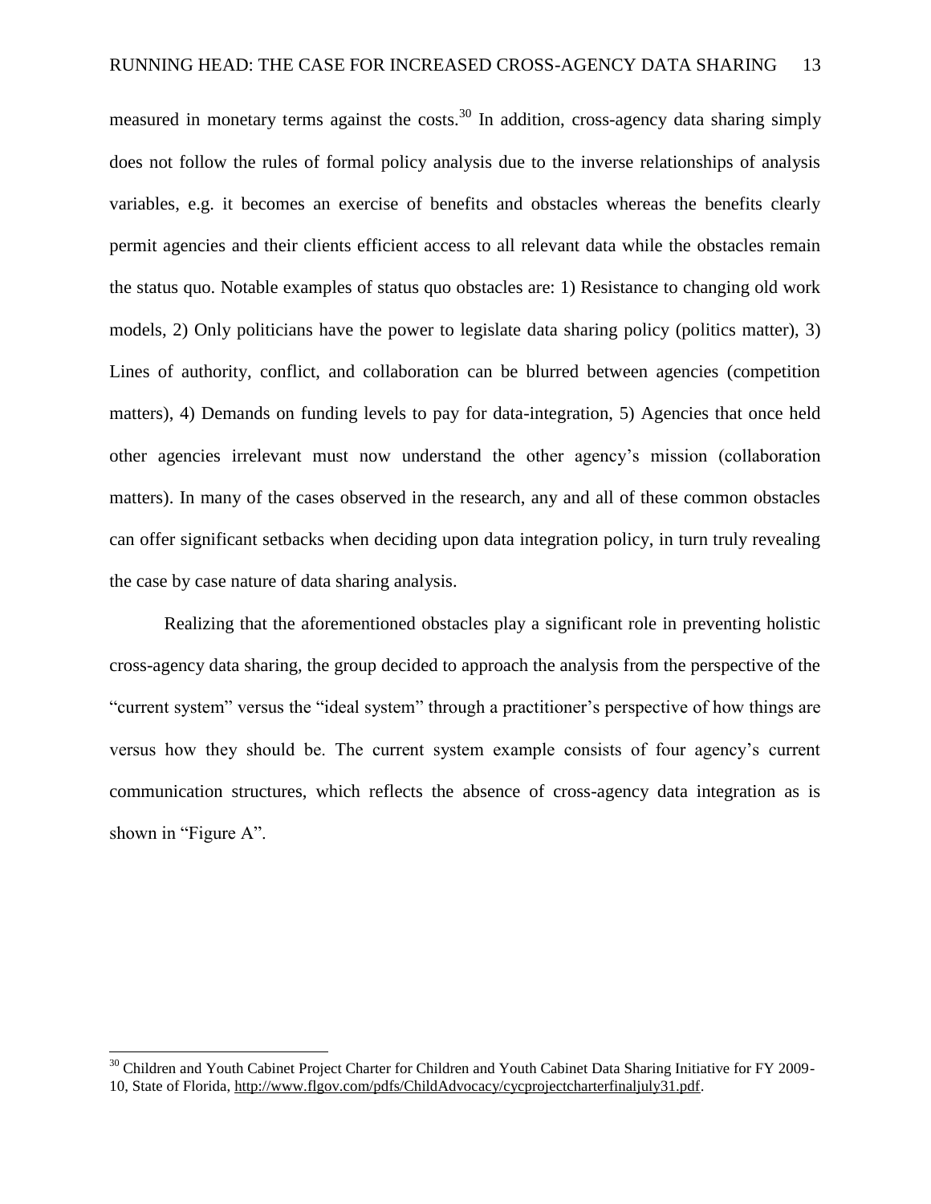measured in monetary terms against the costs.[30] In addition, cross-agency data sharing simply does not follow the rules of formal policy analysis due to the inverse relationships of analysis variables, e.g. it becomes an exercise of benefits and obstacles whereas the benefits clearly permit agencies and their clients efficient access to all relevant data while the obstacles remain the status quo. Notable examples of status quo obstacles are: 1) Resistance to changing old work models, 2) Only politicians have the power to legislate data sharing policy (politics matter), 3) Lines of authority, conflict, and collaboration can be blurred between agencies (competition matters), 4) Demands on funding levels to pay for data-integration, 5) Agencies that once held other agencies irrelevant must now understand the other agency's mission (collaboration matters). In many of the cases observed in the research, any and all of these common obstacles can offer significant setbacks when deciding upon data integration policy, in turn truly revealing the case by case nature of data sharing analysis.

Realizing that the aforementioned obstacles play a significant role in preventing holistic cross-agency data sharing, the group decided to approach the analysis from the perspective of the "current system" versus the "ideal system" through a practitioner's perspective of how things are versus how they should be. The current system example consists of four agency's current communication structures, which reflects the absence of cross-agency data integration as is shown in "Figure A".

[30] Children and Youth Cabinet Project Charter for Children and Youth Cabinet Data Sharing Initiative for FY 2009-10, State of Florida, http://www.flgov.com/pdfs/ChildAdvocacy/cycprojectcharterfinaljuly31.pdf.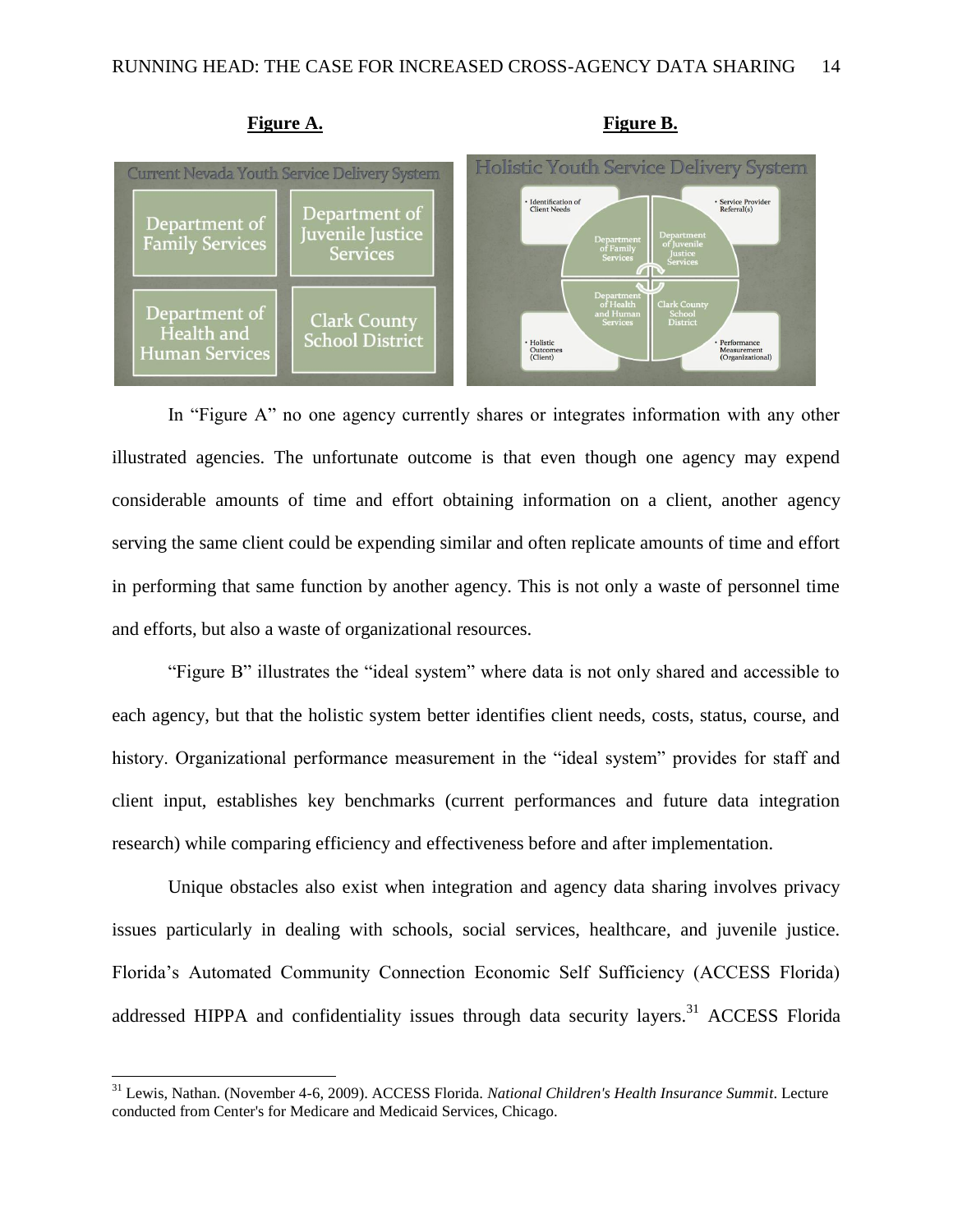**Figure A.** **Figure B.**

In “Figure A” no one agency currently shares or integrates information with any other illustrated agencies. The unfortunate outcome is that even though one agency may expend considerable amounts of time and effort obtaining information on a client, another agency serving the same client could be expending similar and often replicate amounts of time and effort in performing that same function by another agency. This is not only a waste of personnel time and efforts, but also a waste of organizational resources.

“Figure B” illustrates the “ideal system” where data is not only shared and accessible to each agency, but that the holistic system better identifies client needs, costs, status, course, and history. Organizational performance measurement in the “ideal system” provides for staff and client input, establishes key benchmarks (current performances and future data integration research) while comparing efficiency and effectiveness before and after implementation.

Unique obstacles also exist when integration and agency data sharing involves privacy issues particularly in dealing with schools, social services, healthcare, and juvenile justice. Florida’s Automated Community Connection Economic Self Sufficiency (ACCESS Florida) addressed HIPPA and confidentiality issues through data security layers.[31] ACCESS Florida

[31] Lewis, Nathan. (November 4-6, 2009). ACCESS Florida. *National Children's Health Insurance Summit*. Lecture conducted from Center's for Medicare and Medicaid Services, Chicago.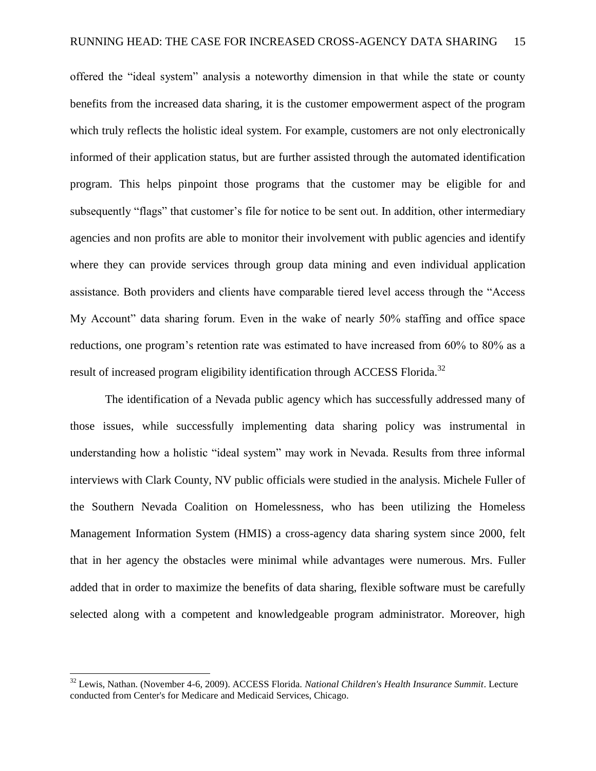offered the "ideal system" analysis a noteworthy dimension in that while the state or county benefits from the increased data sharing, it is the customer empowerment aspect of the program which truly reflects the holistic ideal system. For example, customers are not only electronically informed of their application status, but are further assisted through the automated identification program. This helps pinpoint those programs that the customer may be eligible for and subsequently "flags" that customer's file for notice to be sent out. In addition, other intermediary agencies and non profits are able to monitor their involvement with public agencies and identify where they can provide services through group data mining and even individual application assistance. Both providers and clients have comparable tiered level access through the "Access My Account" data sharing forum. Even in the wake of nearly 50% staffing and office space reductions, one program's retention rate was estimated to have increased from 60% to 80% as a result of increased program eligibility identification through ACCESS Florida.[32]

The identification of a Nevada public agency which has successfully addressed many of those issues, while successfully implementing data sharing policy was instrumental in understanding how a holistic "ideal system" may work in Nevada. Results from three informal interviews with Clark County, NV public officials were studied in the analysis. Michele Fuller of the Southern Nevada Coalition on Homelessness, who has been utilizing the Homeless Management Information System (HMIS) a cross-agency data sharing system since 2000, felt that in her agency the obstacles were minimal while advantages were numerous. Mrs. Fuller added that in order to maximize the benefits of data sharing, flexible software must be carefully selected along with a competent and knowledgeable program administrator. Moreover, high

---

[32] Lewis, Nathan. (November 4-6, 2009). ACCESS Florida. *National Children's Health Insurance Summit*. Lecture conducted from Center's for Medicare and Medicaid Services, Chicago.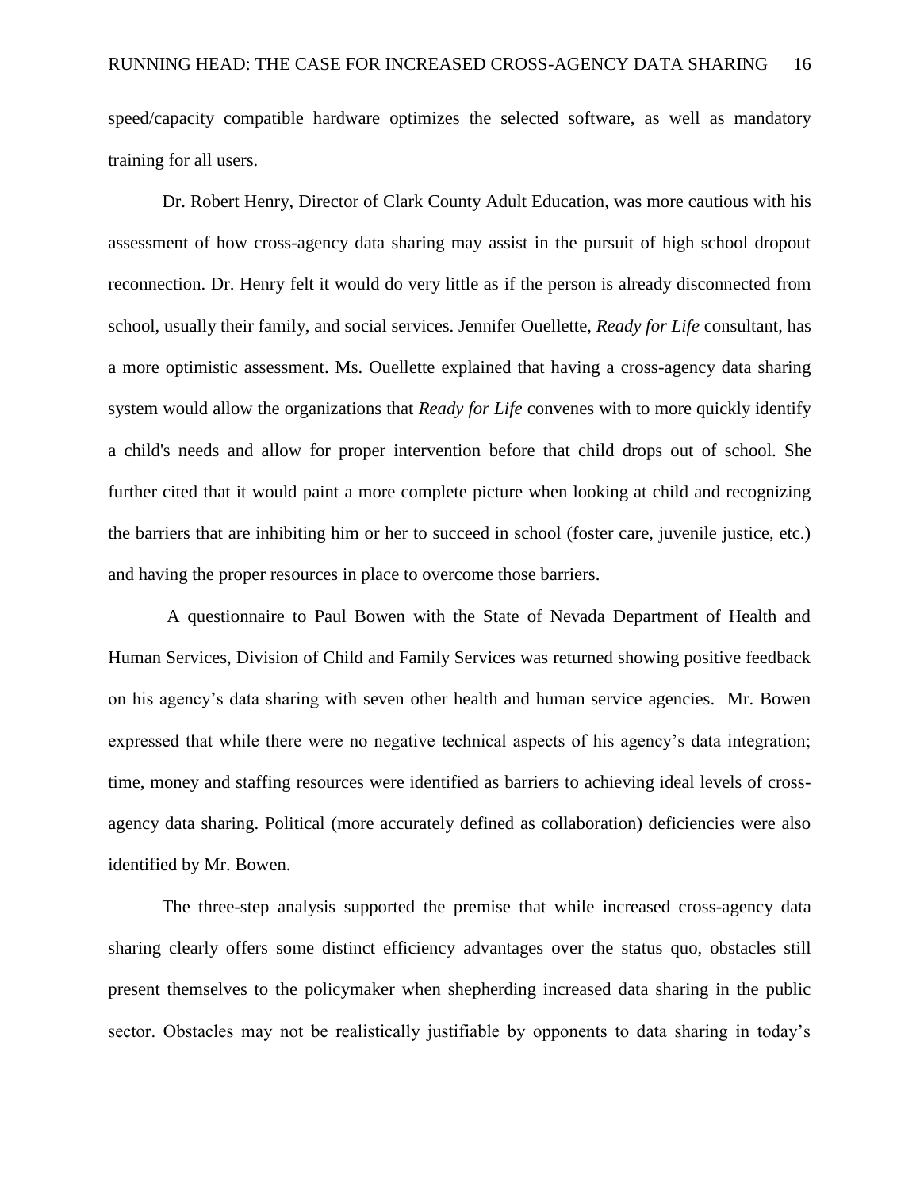speed/capacity compatible hardware optimizes the selected software, as well as mandatory training for all users.

Dr. Robert Henry, Director of Clark County Adult Education, was more cautious with his assessment of how cross-agency data sharing may assist in the pursuit of high school dropout reconnection. Dr. Henry felt it would do very little as if the person is already disconnected from school, usually their family, and social services. Jennifer Ouellette, *Ready for Life* consultant, has a more optimistic assessment. Ms. Ouellette explained that having a cross-agency data sharing system would allow the organizations that *Ready for Life* convenes with to more quickly identify a child's needs and allow for proper intervention before that child drops out of school. She further cited that it would paint a more complete picture when looking at child and recognizing the barriers that are inhibiting him or her to succeed in school (foster care, juvenile justice, etc.) and having the proper resources in place to overcome those barriers.

A questionnaire to Paul Bowen with the State of Nevada Department of Health and Human Services, Division of Child and Family Services was returned showing positive feedback on his agency's data sharing with seven other health and human service agencies. Mr. Bowen expressed that while there were no negative technical aspects of his agency's data integration; time, money and staffing resources were identified as barriers to achieving ideal levels of cross-agency data sharing. Political (more accurately defined as collaboration) deficiencies were also identified by Mr. Bowen.

The three-step analysis supported the premise that while increased cross-agency data sharing clearly offers some distinct efficiency advantages over the status quo, obstacles still present themselves to the policymaker when shepherding increased data sharing in the public sector. Obstacles may not be realistically justifiable by opponents to data sharing in today's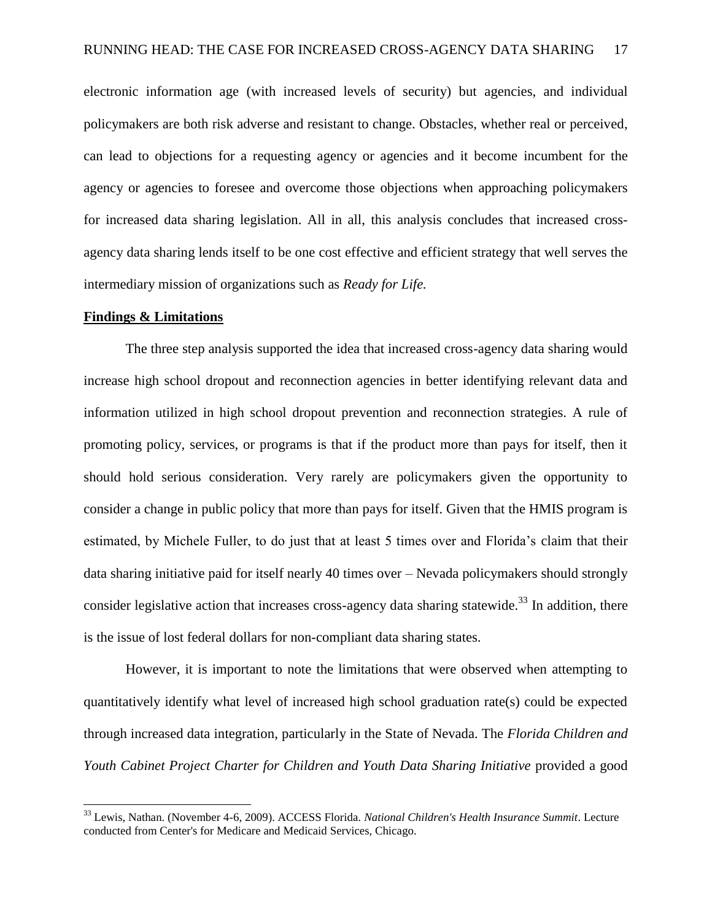electronic information age (with increased levels of security) but agencies, and individual policymakers are both risk adverse and resistant to change. Obstacles, whether real or perceived, can lead to objections for a requesting agency or agencies and it become incumbent for the agency or agencies to foresee and overcome those objections when approaching policymakers for increased data sharing legislation. All in all, this analysis concludes that increased cross-agency data sharing lends itself to be one cost effective and efficient strategy that well serves the intermediary mission of organizations such as *Ready for Life.*

**Findings & Limitations**

The three step analysis supported the idea that increased cross-agency data sharing would increase high school dropout and reconnection agencies in better identifying relevant data and information utilized in high school dropout prevention and reconnection strategies. A rule of promoting policy, services, or programs is that if the product more than pays for itself, then it should hold serious consideration. Very rarely are policymakers given the opportunity to consider a change in public policy that more than pays for itself. Given that the HMIS program is estimated, by Michele Fuller, to do just that at least 5 times over and Florida's claim that their data sharing initiative paid for itself nearly 40 times over – Nevada policymakers should strongly consider legislative action that increases cross-agency data sharing statewide.[33] In addition, there is the issue of lost federal dollars for non-compliant data sharing states.

However, it is important to note the limitations that were observed when attempting to quantitatively identify what level of increased high school graduation rate(s) could be expected through increased data integration, particularly in the State of Nevada. The *Florida Children and Youth Cabinet Project Charter for Children and Youth Data Sharing Initiative* provided a good

[33] Lewis, Nathan. (November 4-6, 2009). ACCESS Florida. *National Children's Health Insurance Summit*. Lecture conducted from Center's for Medicare and Medicaid Services, Chicago.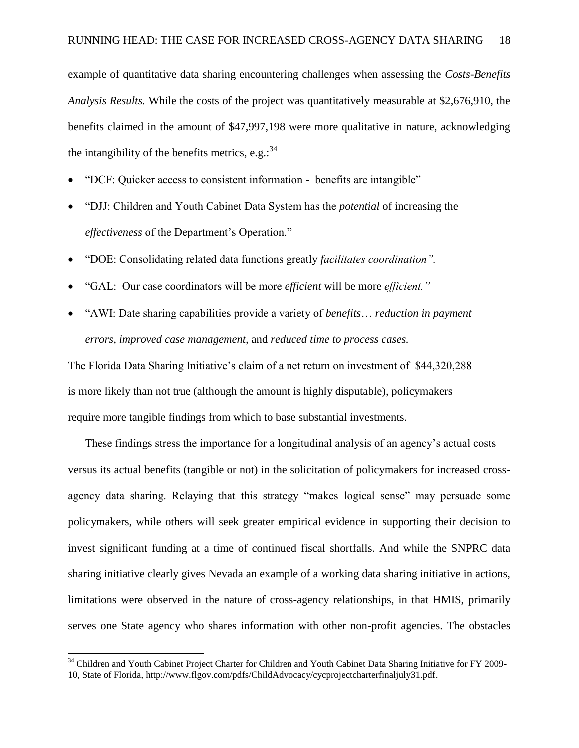example of quantitative data sharing encountering challenges when assessing the *Costs-Benefits Analysis Results.* While the costs of the project was quantitatively measurable at $2,676,910, the benefits claimed in the amount of $47,997,198 were more qualitative in nature, acknowledging the intangibility of the benefits metrics, e.g.:[34]

- "DCF: Quicker access to consistent information - benefits are intangible"
- "DJJ: Children and Youth Cabinet Data System has the *potential* of increasing the *effectiveness* of the Department's Operation."
- "DOE: Consolidating related data functions greatly *facilitates coordination".*
- "GAL: Our case coordinators will be more *efficient* will be more *efficient."*
- "AWI: Date sharing capabilities provide a variety of *benefits*… *reduction in payment errors, improved case management,* and *reduced time to process cases.*

The Florida Data Sharing Initiative's claim of a net return on investment of $44,320,288 is more likely than not true (although the amount is highly disputable), policymakers require more tangible findings from which to base substantial investments.

These findings stress the importance for a longitudinal analysis of an agency's actual costs versus its actual benefits (tangible or not) in the solicitation of policymakers for increased cross-agency data sharing. Relaying that this strategy "makes logical sense" may persuade some policymakers, while others will seek greater empirical evidence in supporting their decision to invest significant funding at a time of continued fiscal shortfalls. And while the SNPRC data sharing initiative clearly gives Nevada an example of a working data sharing initiative in actions, limitations were observed in the nature of cross-agency relationships, in that HMIS, primarily serves one State agency who shares information with other non-profit agencies. The obstacles

[34] Children and Youth Cabinet Project Charter for Children and Youth Cabinet Data Sharing Initiative for FY 2009-10, State of Florida, http://www.flgov.com/pdfs/ChildAdvocacy/cycprojectcharterfinaljuly31.pdf.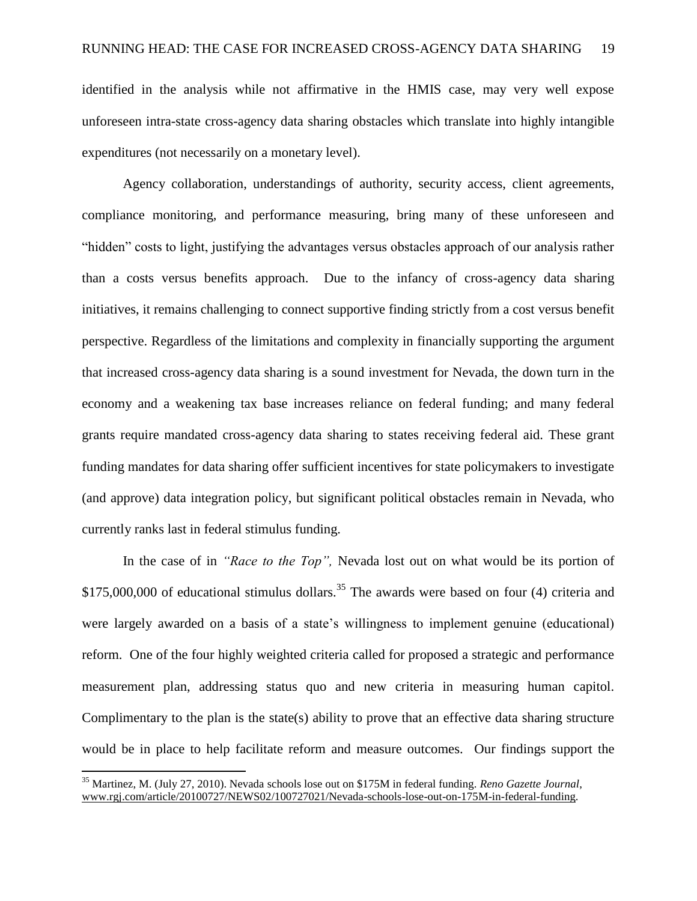identified in the analysis while not affirmative in the HMIS case, may very well expose unforeseen intra-state cross-agency data sharing obstacles which translate into highly intangible expenditures (not necessarily on a monetary level).

Agency collaboration, understandings of authority, security access, client agreements, compliance monitoring, and performance measuring, bring many of these unforeseen and "hidden" costs to light, justifying the advantages versus obstacles approach of our analysis rather than a costs versus benefits approach. Due to the infancy of cross-agency data sharing initiatives, it remains challenging to connect supportive finding strictly from a cost versus benefit perspective. Regardless of the limitations and complexity in financially supporting the argument that increased cross-agency data sharing is a sound investment for Nevada, the down turn in the economy and a weakening tax base increases reliance on federal funding; and many federal grants require mandated cross-agency data sharing to states receiving federal aid. These grant funding mandates for data sharing offer sufficient incentives for state policymakers to investigate (and approve) data integration policy, but significant political obstacles remain in Nevada, who currently ranks last in federal stimulus funding.

In the case of in *"Race to the Top",* Nevada lost out on what would be its portion of \$175,000,000 of educational stimulus dollars.[35] The awards were based on four (4) criteria and were largely awarded on a basis of a state's willingness to implement genuine (educational) reform. One of the four highly weighted criteria called for proposed a strategic and performance measurement plan, addressing status quo and new criteria in measuring human capitol. Complimentary to the plan is the state(s) ability to prove that an effective data sharing structure would be in place to help facilitate reform and measure outcomes. Our findings support the

---

[35] Martinez, M. (July 27, 2010). Nevada schools lose out on \$175M in federal funding. *Reno Gazette Journal*, www.rgj.com/article/20100727/NEWS02/100727021/Nevada-schools-lose-out-on-175M-in-federal-funding.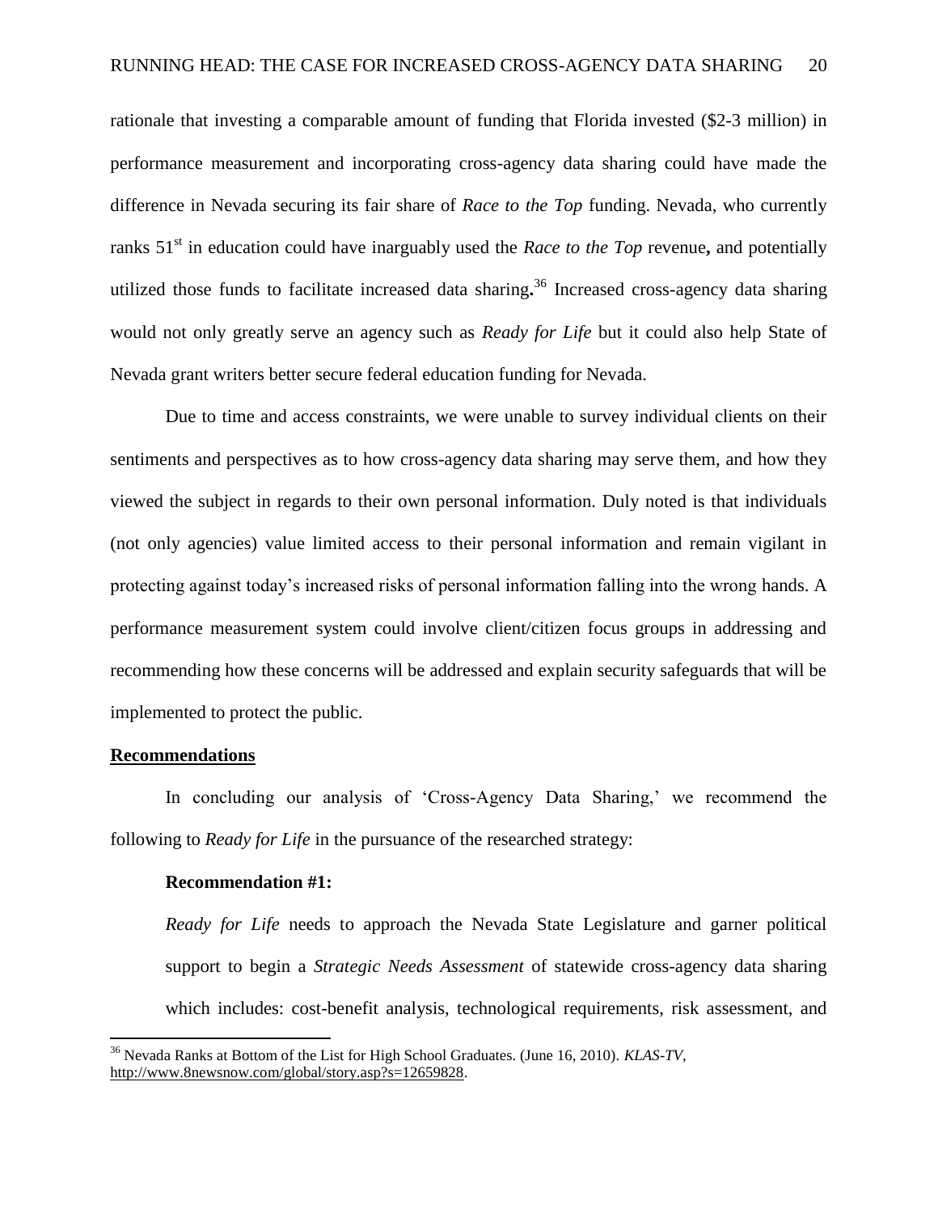rationale that investing a comparable amount of funding that Florida invested ($2-3 million) in performance measurement and incorporating cross-agency data sharing could have made the difference in Nevada securing its fair share of *Race to the Top* funding. Nevada, who currently ranks 51st in education could have inarguably used the *Race to the Top* revenue**,** and potentially utilized those funds to facilitate increased data sharing**.**[36] Increased cross-agency data sharing would not only greatly serve an agency such as *Ready for Life* but it could also help State of Nevada grant writers better secure federal education funding for Nevada.

Due to time and access constraints, we were unable to survey individual clients on their sentiments and perspectives as to how cross-agency data sharing may serve them, and how they viewed the subject in regards to their own personal information. Duly noted is that individuals (not only agencies) value limited access to their personal information and remain vigilant in protecting against today's increased risks of personal information falling into the wrong hands. A performance measurement system could involve client/citizen focus groups in addressing and recommending how these concerns will be addressed and explain security safeguards that will be implemented to protect the public.

**Recommendations**

In concluding our analysis of 'Cross-Agency Data Sharing,' we recommend the following to *Ready for Life* in the pursuance of the researched strategy:

**Recommendation #1:**

*Ready for Life* needs to approach the Nevada State Legislature and garner political support to begin a *Strategic Needs Assessment* of statewide cross-agency data sharing which includes: cost-benefit analysis, technological requirements, risk assessment, and

[36] Nevada Ranks at Bottom of the List for High School Graduates. (June 16, 2010). *KLAS-TV*, http://www.8newsnow.com/global/story.asp?s=12659828.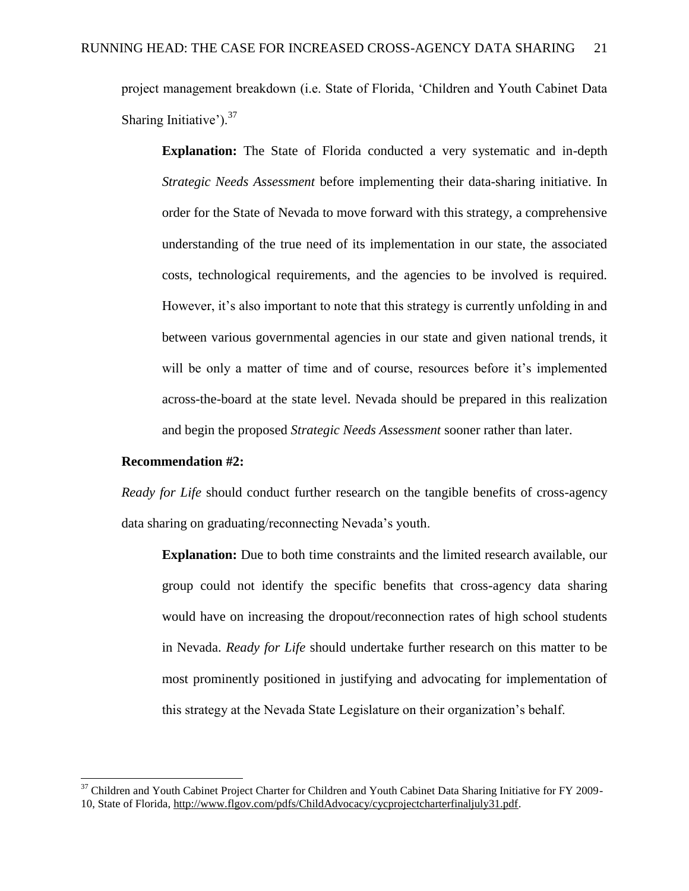project management breakdown (i.e. State of Florida, 'Children and Youth Cabinet Data Sharing Initiative').[37]

> **Explanation:** The State of Florida conducted a very systematic and in-depth *Strategic Needs Assessment* before implementing their data-sharing initiative. In order for the State of Nevada to move forward with this strategy, a comprehensive understanding of the true need of its implementation in our state, the associated costs, technological requirements, and the agencies to be involved is required. However, it's also important to note that this strategy is currently unfolding in and between various governmental agencies in our state and given national trends, it will be only a matter of time and of course, resources before it's implemented across-the-board at the state level. Nevada should be prepared in this realization and begin the proposed *Strategic Needs Assessment* sooner rather than later.

**Recommendation #2:**

*Ready for Life* should conduct further research on the tangible benefits of cross-agency data sharing on graduating/reconnecting Nevada's youth.

> **Explanation:** Due to both time constraints and the limited research available, our group could not identify the specific benefits that cross-agency data sharing would have on increasing the dropout/reconnection rates of high school students in Nevada. *Ready for Life* should undertake further research on this matter to be most prominently positioned in justifying and advocating for implementation of this strategy at the Nevada State Legislature on their organization's behalf.

---

[37] Children and Youth Cabinet Project Charter for Children and Youth Cabinet Data Sharing Initiative for FY 2009-10, State of Florida, http://www.flgov.com/pdfs/ChildAdvocacy/cycprojectcharterfinaljuly31.pdf.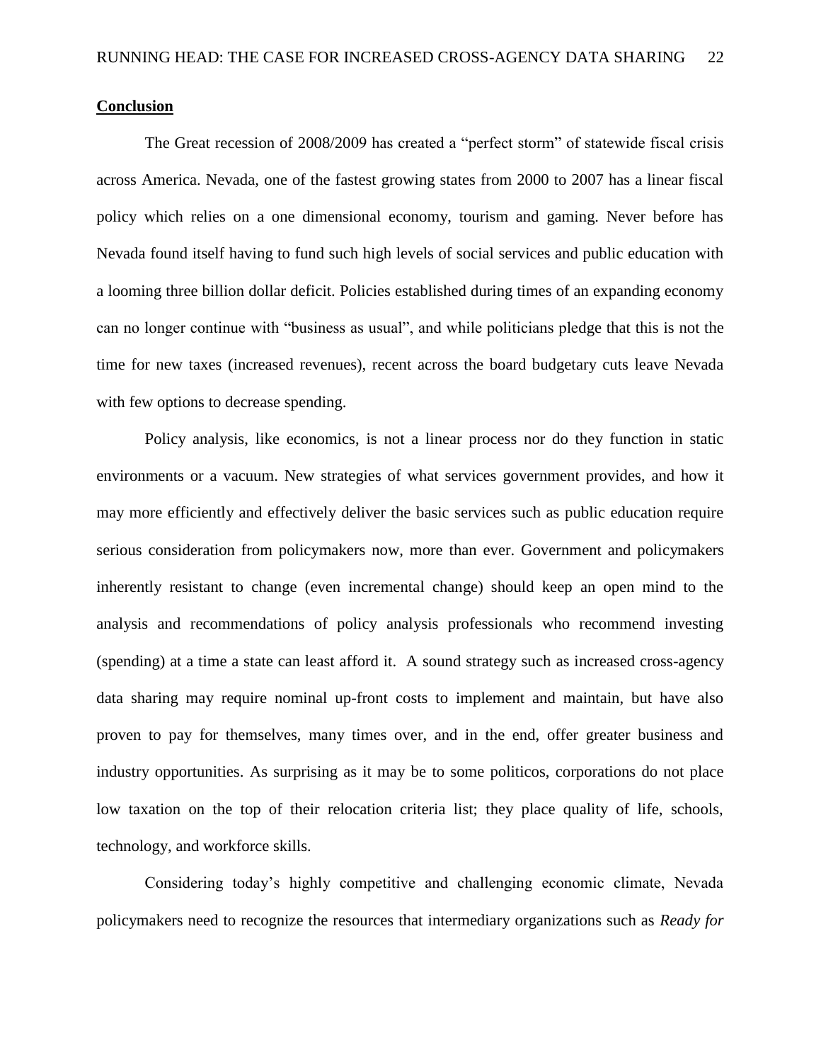**Conclusion**

The Great recession of 2008/2009 has created a "perfect storm" of statewide fiscal crisis across America. Nevada, one of the fastest growing states from 2000 to 2007 has a linear fiscal policy which relies on a one dimensional economy, tourism and gaming. Never before has Nevada found itself having to fund such high levels of social services and public education with a looming three billion dollar deficit. Policies established during times of an expanding economy can no longer continue with "business as usual", and while politicians pledge that this is not the time for new taxes (increased revenues), recent across the board budgetary cuts leave Nevada with few options to decrease spending.

Policy analysis, like economics, is not a linear process nor do they function in static environments or a vacuum. New strategies of what services government provides, and how it may more efficiently and effectively deliver the basic services such as public education require serious consideration from policymakers now, more than ever. Government and policymakers inherently resistant to change (even incremental change) should keep an open mind to the analysis and recommendations of policy analysis professionals who recommend investing (spending) at a time a state can least afford it. A sound strategy such as increased cross-agency data sharing may require nominal up-front costs to implement and maintain, but have also proven to pay for themselves, many times over, and in the end, offer greater business and industry opportunities. As surprising as it may be to some politicos, corporations do not place low taxation on the top of their relocation criteria list; they place quality of life, schools, technology, and workforce skills.

Considering today's highly competitive and challenging economic climate, Nevada policymakers need to recognize the resources that intermediary organizations such as *Ready for*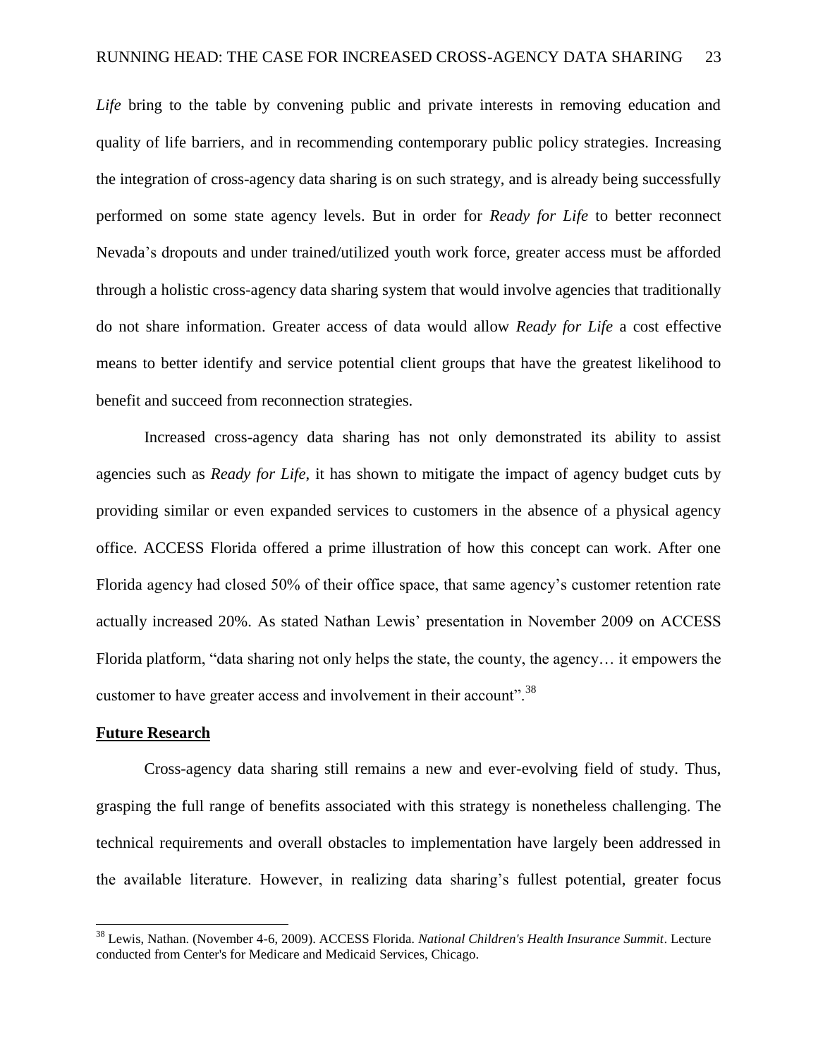*Life* bring to the table by convening public and private interests in removing education and quality of life barriers, and in recommending contemporary public policy strategies. Increasing the integration of cross-agency data sharing is on such strategy, and is already being successfully performed on some state agency levels. But in order for *Ready for Life* to better reconnect Nevada's dropouts and under trained/utilized youth work force, greater access must be afforded through a holistic cross-agency data sharing system that would involve agencies that traditionally do not share information. Greater access of data would allow *Ready for Life* a cost effective means to better identify and service potential client groups that have the greatest likelihood to benefit and succeed from reconnection strategies.

Increased cross-agency data sharing has not only demonstrated its ability to assist agencies such as *Ready for Life*, it has shown to mitigate the impact of agency budget cuts by providing similar or even expanded services to customers in the absence of a physical agency office. ACCESS Florida offered a prime illustration of how this concept can work. After one Florida agency had closed 50% of their office space, that same agency's customer retention rate actually increased 20%. As stated Nathan Lewis' presentation in November 2009 on ACCESS Florida platform, "data sharing not only helps the state, the county, the agency… it empowers the customer to have greater access and involvement in their account".[38]

**Future Research**

Cross-agency data sharing still remains a new and ever-evolving field of study. Thus, grasping the full range of benefits associated with this strategy is nonetheless challenging. The technical requirements and overall obstacles to implementation have largely been addressed in the available literature. However, in realizing data sharing's fullest potential, greater focus

---

[38] Lewis, Nathan. (November 4-6, 2009). ACCESS Florida. *National Children's Health Insurance Summit*. Lecture conducted from Center's for Medicare and Medicaid Services, Chicago.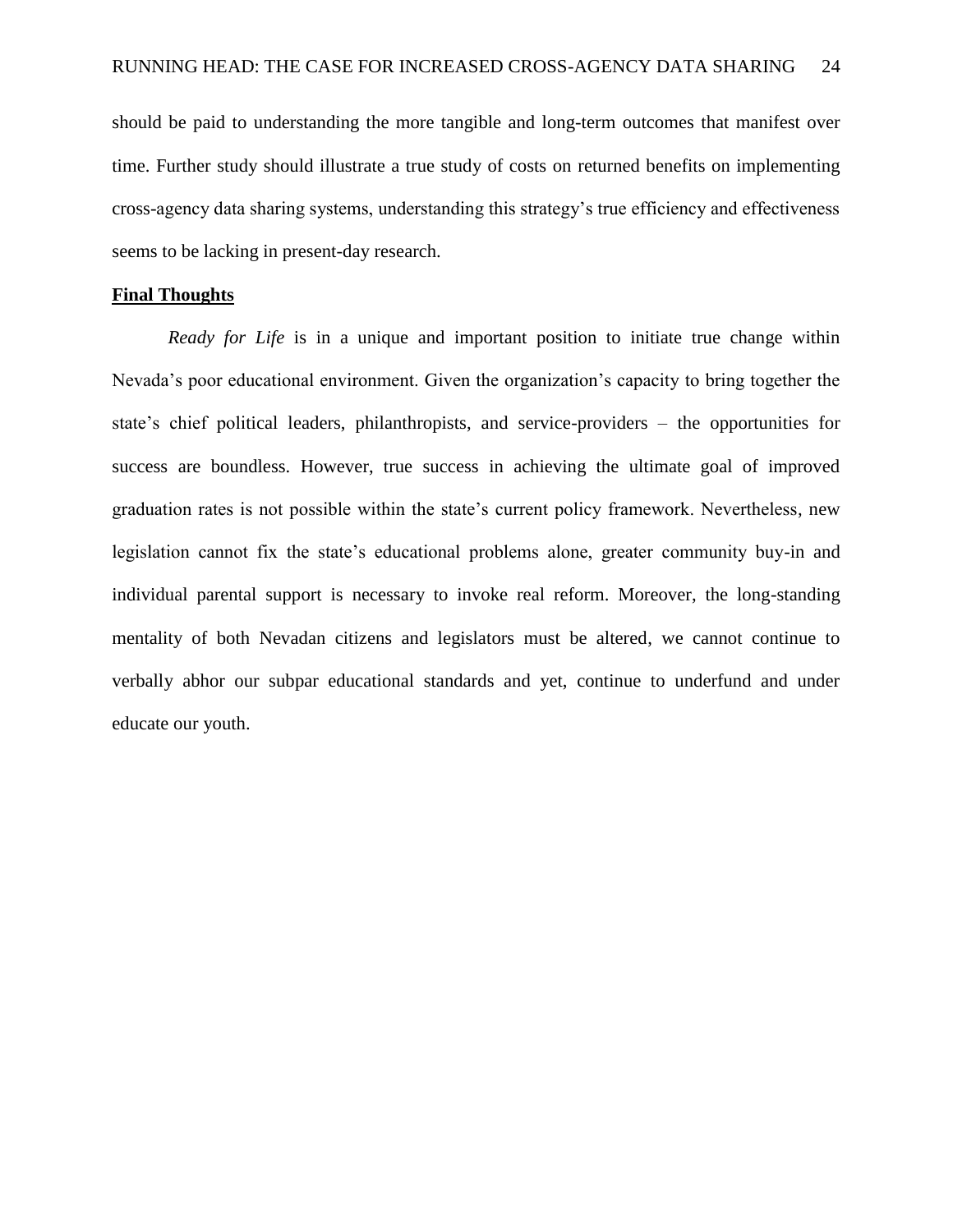should be paid to understanding the more tangible and long-term outcomes that manifest over time. Further study should illustrate a true study of costs on returned benefits on implementing cross-agency data sharing systems, understanding this strategy's true efficiency and effectiveness seems to be lacking in present-day research.

## Final Thoughts

*Ready for Life* is in a unique and important position to initiate true change within Nevada's poor educational environment. Given the organization's capacity to bring together the state's chief political leaders, philanthropists, and service-providers – the opportunities for success are boundless. However, true success in achieving the ultimate goal of improved graduation rates is not possible within the state's current policy framework. Nevertheless, new legislation cannot fix the state's educational problems alone, greater community buy-in and individual parental support is necessary to invoke real reform. Moreover, the long-standing mentality of both Nevadan citizens and legislators must be altered, we cannot continue to verbally abhor our subpar educational standards and yet, continue to underfund and under educate our youth.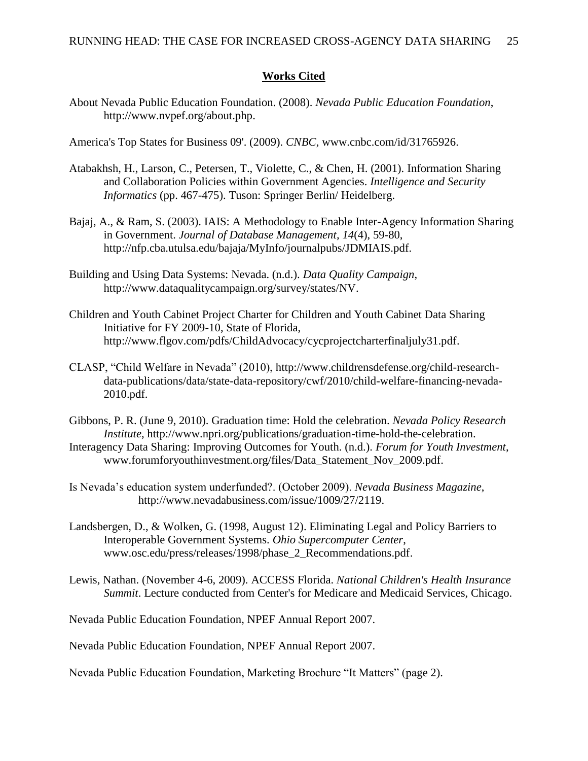## **Works Cited**

About Nevada Public Education Foundation. (2008). *Nevada Public Education Foundation*, http://www.nvpef.org/about.php.

America's Top States for Business 09'. (2009). *CNBC*, www.cnbc.com/id/31765926.

Atabakhsh, H., Larson, C., Petersen, T., Violette, C., & Chen, H. (2001). Information Sharing and Collaboration Policies within Government Agencies. *Intelligence and Security Informatics* (pp. 467-475). Tuson: Springer Berlin/ Heidelberg.

Bajaj, A., & Ram, S. (2003). IAIS: A Methodology to Enable Inter-Agency Information Sharing in Government. *Journal of Database Management, 14*(4), 59-80, http://nfp.cba.utulsa.edu/bajaja/MyInfo/journalpubs/JDMIAIS.pdf.

Building and Using Data Systems: Nevada. (n.d.). *Data Quality Campaign*, http://www.dataqualitycampaign.org/survey/states/NV.

Children and Youth Cabinet Project Charter for Children and Youth Cabinet Data Sharing Initiative for FY 2009-10, State of Florida, http://www.flgov.com/pdfs/ChildAdvocacy/cycprojectcharterfinaljuly31.pdf.

CLASP, "Child Welfare in Nevada" (2010), http://www.childrensdefense.org/child-research-data-publications/data/state-data-repository/cwf/2010/child-welfare-financing-nevada-2010.pdf.

Gibbons, P. R. (June 9, 2010). Graduation time: Hold the celebration. *Nevada Policy Research Institute*, http://www.npri.org/publications/graduation-time-hold-the-celebration.

Interagency Data Sharing: Improving Outcomes for Youth. (n.d.). *Forum for Youth Investment*, www.forumforyouthinvestment.org/files/Data_Statement_Nov_2009.pdf.

Is Nevada's education system underfunded?. (October 2009). *Nevada Business Magazine*, http://www.nevadabusiness.com/issue/1009/27/2119.

Landsbergen, D., & Wolken, G. (1998, August 12). Eliminating Legal and Policy Barriers to Interoperable Government Systems. *Ohio Supercomputer Center*, www.osc.edu/press/releases/1998/phase_2_Recommendations.pdf.

Lewis, Nathan. (November 4-6, 2009). ACCESS Florida. *National Children's Health Insurance Summit*. Lecture conducted from Center's for Medicare and Medicaid Services, Chicago.

Nevada Public Education Foundation, NPEF Annual Report 2007.

Nevada Public Education Foundation, NPEF Annual Report 2007.

Nevada Public Education Foundation, Marketing Brochure "It Matters" (page 2).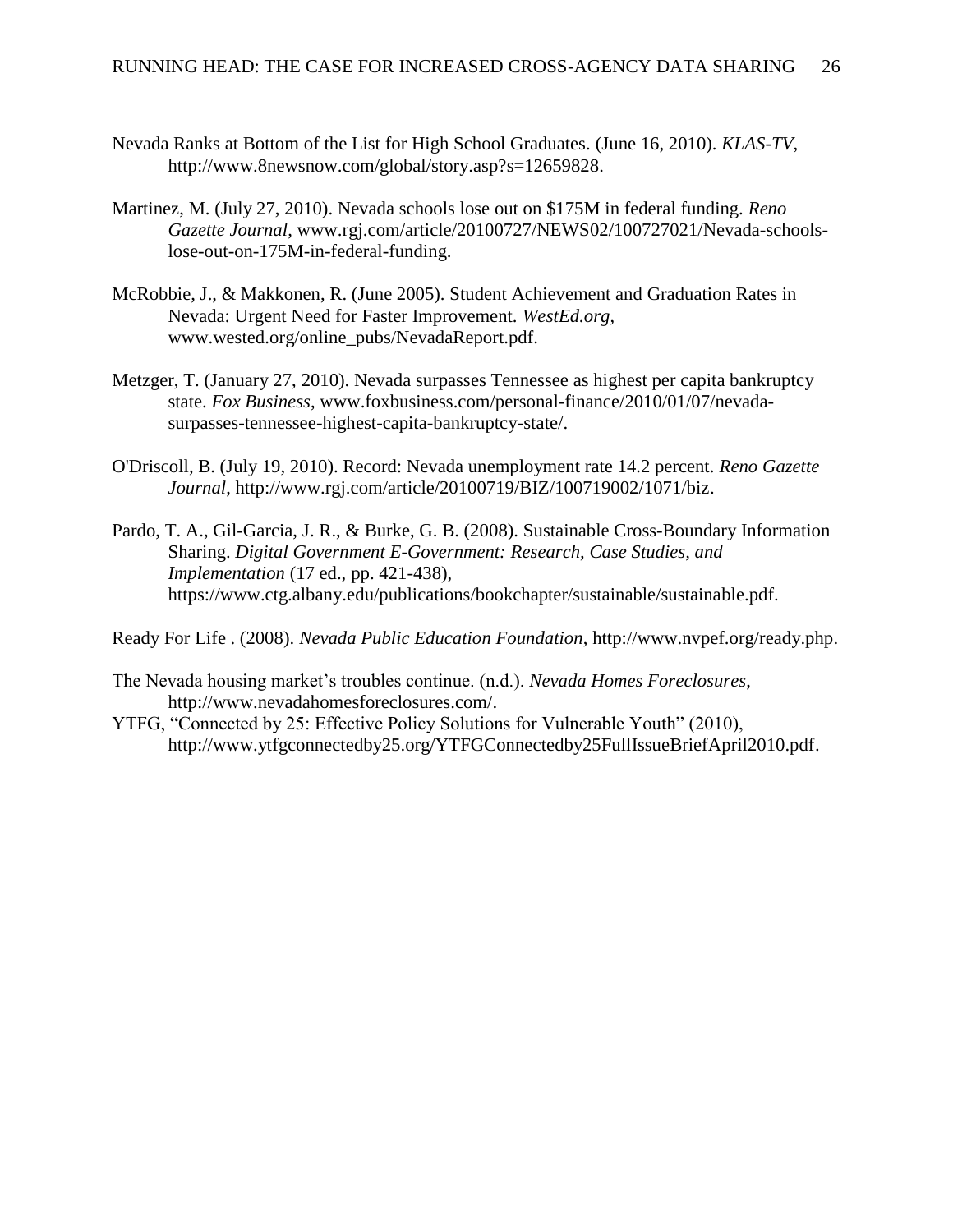Nevada Ranks at Bottom of the List for High School Graduates. (June 16, 2010). *KLAS-TV*, http://www.8newsnow.com/global/story.asp?s=12659828.

Martinez, M. (July 27, 2010). Nevada schools lose out on $175M in federal funding. *Reno Gazette Journal*, www.rgj.com/article/20100727/NEWS02/100727021/Nevada-schools-lose-out-on-175M-in-federal-funding.

McRobbie, J., & Makkonen, R. (June 2005). Student Achievement and Graduation Rates in Nevada: Urgent Need for Faster Improvement. *WestEd.org*, www.wested.org/online_pubs/NevadaReport.pdf.

Metzger, T. (January 27, 2010). Nevada surpasses Tennessee as highest per capita bankruptcy state. *Fox Business*, www.foxbusiness.com/personal-finance/2010/01/07/nevada-surpasses-tennessee-highest-capita-bankruptcy-state/.

O'Driscoll, B. (July 19, 2010). Record: Nevada unemployment rate 14.2 percent. *Reno Gazette Journal*, http://www.rgj.com/article/20100719/BIZ/100719002/1071/biz.

Pardo, T. A., Gil-Garcia, J. R., & Burke, G. B. (2008). Sustainable Cross-Boundary Information Sharing. *Digital Government E-Government: Research, Case Studies, and Implementation* (17 ed., pp. 421-438), https://www.ctg.albany.edu/publications/bookchapter/sustainable/sustainable.pdf.

Ready For Life . (2008). *Nevada Public Education Foundation*, http://www.nvpef.org/ready.php.

The Nevada housing market's troubles continue. (n.d.). *Nevada Homes Foreclosures*, http://www.nevadahomesforeclosures.com/.

YTFG, "Connected by 25: Effective Policy Solutions for Vulnerable Youth" (2010), http://www.ytfgconnectedby25.org/YTFGConnectedby25FullIssueBriefApril2010.pdf.